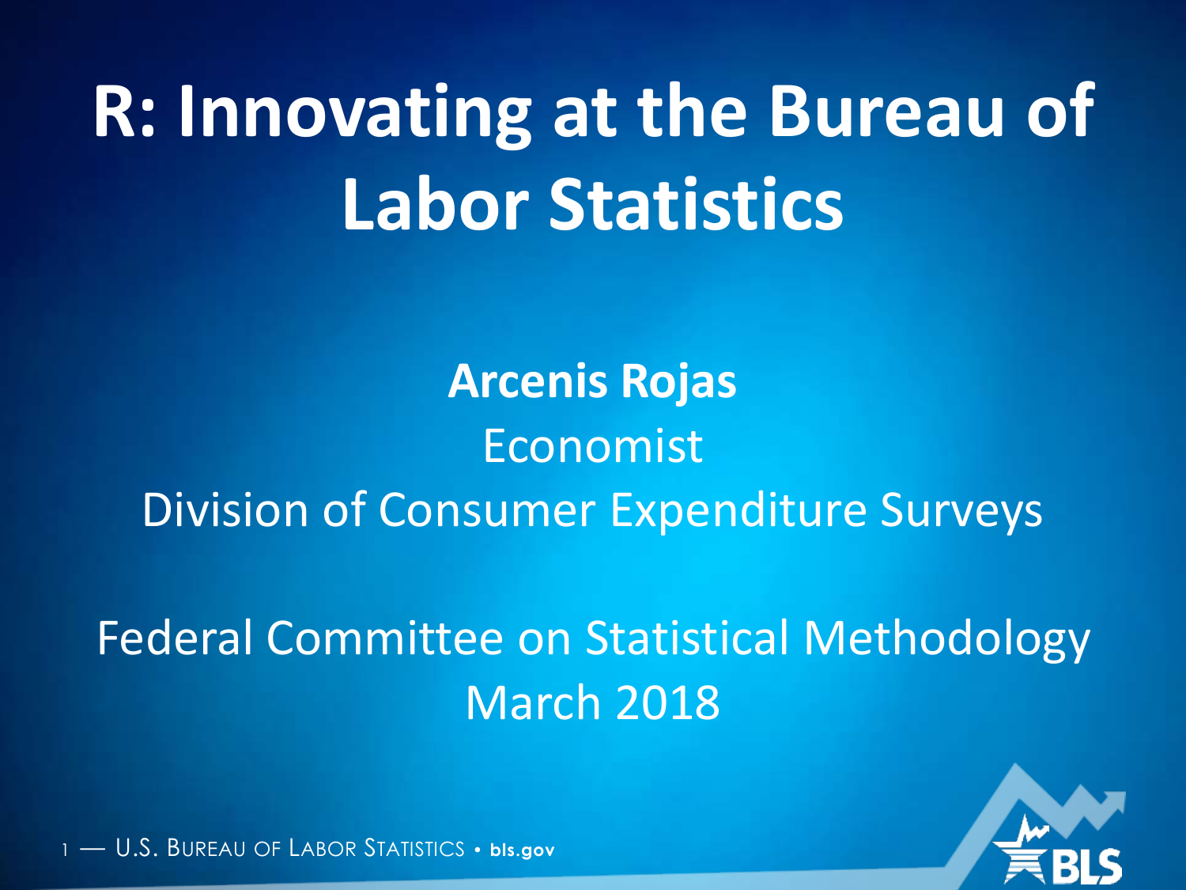# R: Innovating at the Bureau of Labor Statistics

**Arcenis Rojas**

Economist

Division of Consumer Expenditure Surveys

Federal Committee on Statistical Methodology

March 2018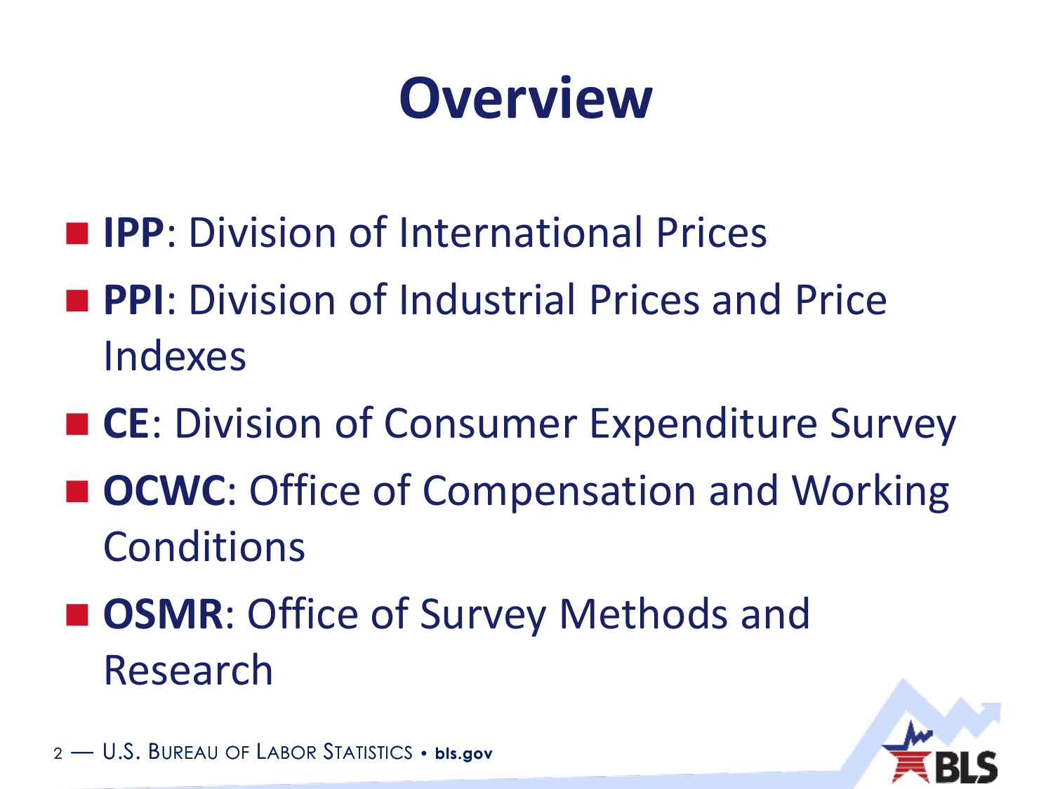# Overview

- **IPP**: Division of International Prices
- **PPI**: Division of Industrial Prices and Price Indexes
- **CE**: Division of Consumer Expenditure Survey
- **OCWC**: Office of Compensation and Working Conditions
- **OSMR**: Office of Survey Methods and Research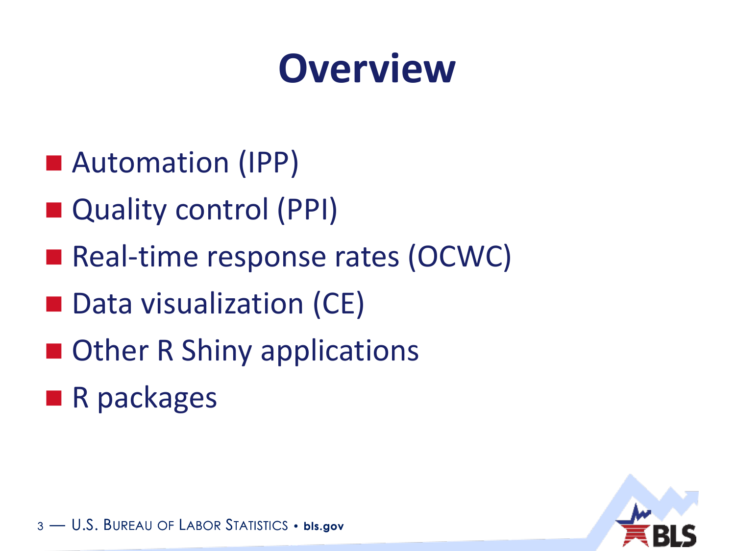# Overview

- Automation (IPP)
- Quality control (PPI)
- Real-time response rates (OCWC)
- Data visualization (CE)
- Other R Shiny applications
- R packages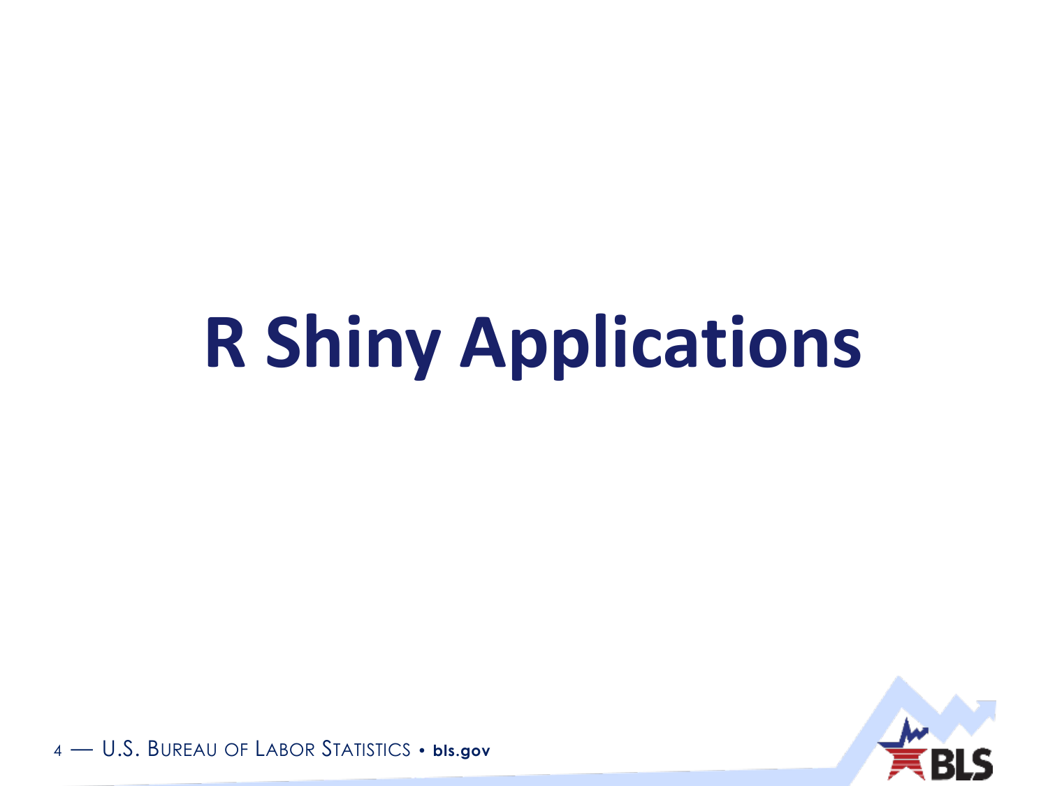# R Shiny Applications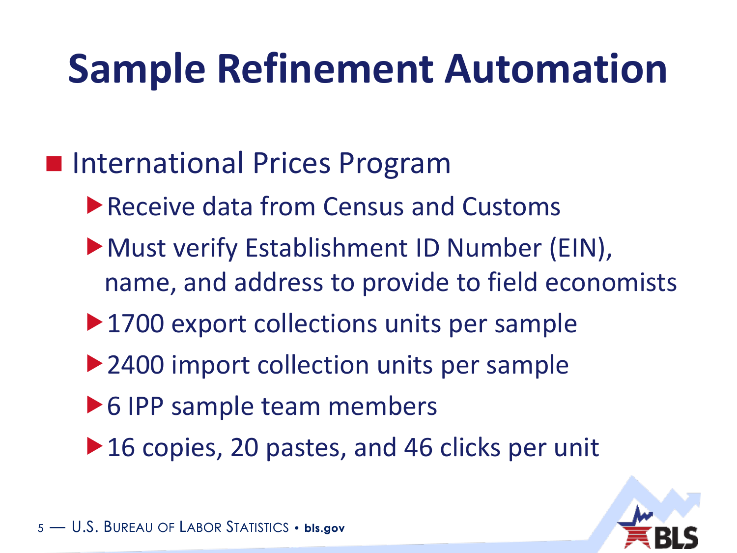# Sample Refinement Automation

- International Prices Program
  - Receive data from Census and Customs
  - Must verify Establishment ID Number (EIN), name, and address to provide to field economists
  - 1700 export collections units per sample
  - 2400 import collection units per sample
  - 6 IPP sample team members
  - 16 copies, 20 pastes, and 46 clicks per unit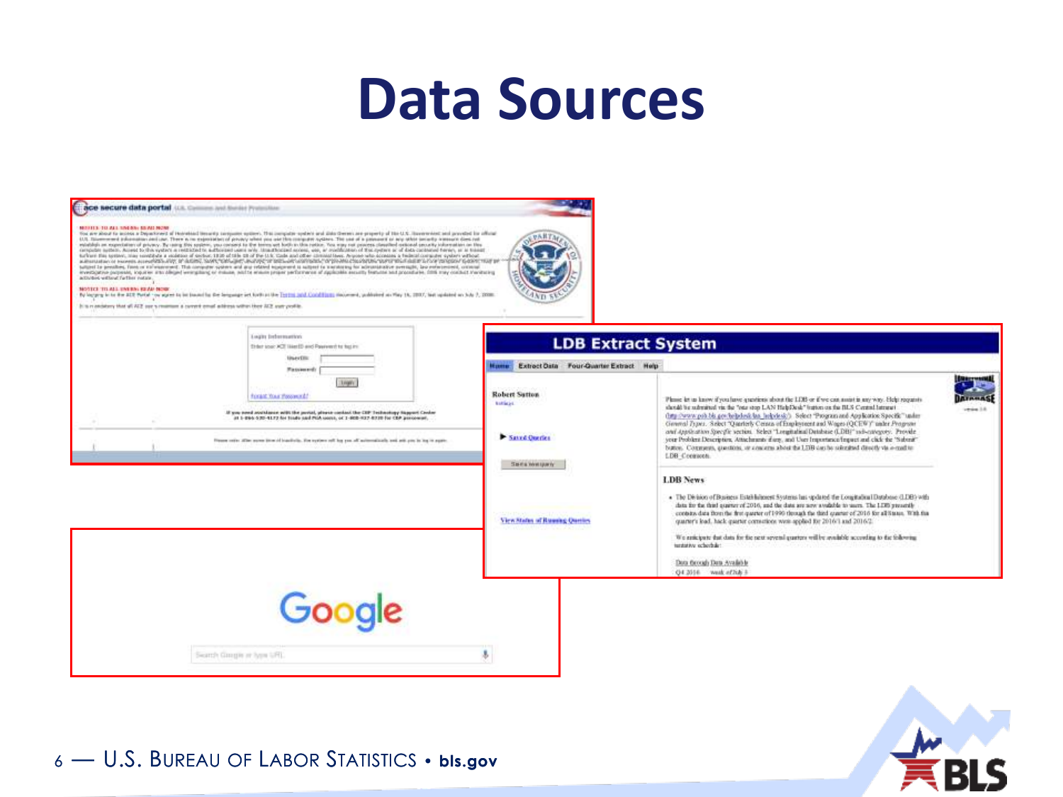# Data Sources

**ace secure data portal** U.S. Customs and Border Protection

**LDB Extract System**

Home | Extract Data | Four-Quarter Extract | Help

Google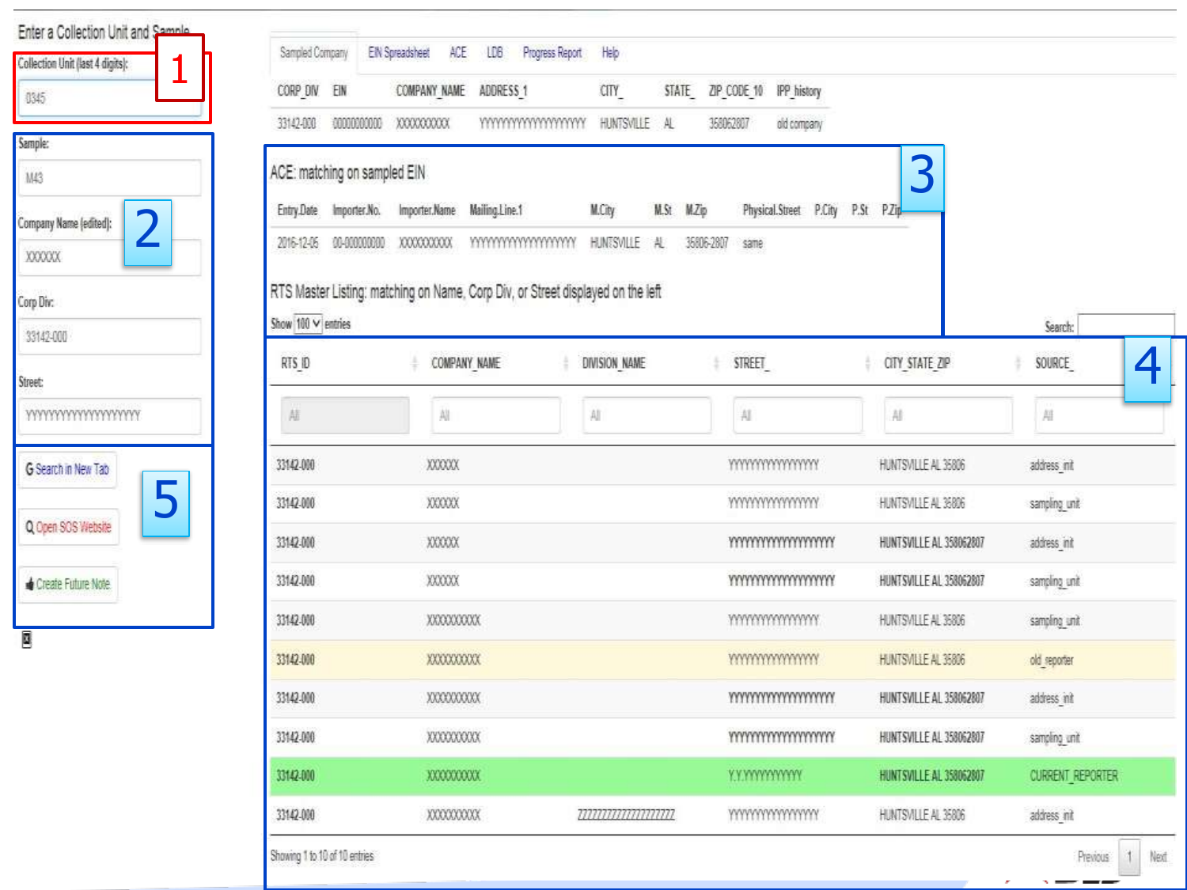Enter a Collection Unit and Sample

1

Collection Unit (last 4 digits):

0345

2

Sample:

M43

Company Name (edited):

XXXXXX

Corp Div:

33142-000

Street:

YYYYYYYYYYYYYYYYYYYY

5

G Search in New Tab

Q Open SOS Website

Create Future Note

Sampled Company | EIN Spreadsheet | ACE | LDB | Progress Report | Help

| CORP_DIV | EIN | COMPANY_NAME | ADDRESS_1 | CITY_ | STATE_ | ZIP_CODE_10 | IPP_history |
|---|---|---|---|---|---|---|---|
| 33142-000 | 00000000000 | XXXXXXXXXX | YYYYYYYYYYYYYYYYYYYY | HUNTSVILLE | AL | 358062807 | old company |

3

ACE: matching on sampled EIN

| Entry.Date | Importer.No. | Importer.Name | Mailing.Line.1 | M.City | M.St | M.Zip | Physical.Street | P.City | P.St | P.Zip |
|---|---|---|---|---|---|---|---|---|---|---|
| 2016-12-05 | 00-000000000 | XXXXXXXXXX | YYYYYYYYYYYYYYYYYYYY | HUNTSVILLE | AL | 35806-2807 | same | | | |

RTS Master Listing: matching on Name, Corp Div, or Street displayed on the left

Show 100 entries

Search:

4

| RTS_ID | COMPANY_NAME | DIVISION_NAME | STREET_ | CITY_STATE_ZIP | SOURCE_ |
|---|---|---|---|---|---|
| All | All | All | All | All | All |
| 33142-000 | XXXXXX | | YYYYYYYYYYYYYYYYYY | HUNTSVILLE AL 35806 | address_init |
| 33142-000 | XXXXXX | | YYYYYYYYYYYYYYYYYY | HUNTSVILLE AL 35806 | sampling_unit |
| 33142-000 | XXXXXX | | YYYYYYYYYYYYYYYYYYYY | HUNTSVILLE AL 358062807 | address_init |
| 33142-000 | XXXXXX | | YYYYYYYYYYYYYYYYYYYY | HUNTSVILLE AL 358062807 | sampling_unit |
| 33142-000 | XXXXXXXXXX | | YYYYYYYYYYYYYYYYYY | HUNTSVILLE AL 35806 | sampling_unit |
| 33142-000 | XXXXXXXXXX | | YYYYYYYYYYYYYYYYYY | HUNTSVILLE AL 35806 | old_reporter |
| 33142-000 | XXXXXXXXXX | | YYYYYYYYYYYYYYYYYYYY | HUNTSVILLE AL 358062807 | address_init |
| 33142-000 | XXXXXXXXXX | | YYYYYYYYYYYYYYYYYYYY | HUNTSVILLE AL 358062807 | sampling_unit |
| 33142-000 | XXXXXXXXXX | | Y.Y.YYYYYYYYYYYY | HUNTSVILLE AL 358062807 | CURRENT_REPORTER |
| 33142-000 | XXXXXXXXXX | ZZZZZZZZZZZZZZZZZZZZ | YYYYYYYYYYYYYYYYYY | HUNTSVILLE AL 35806 | address_init |

Showing 1 to 10 of 10 entries

Previous 1 Next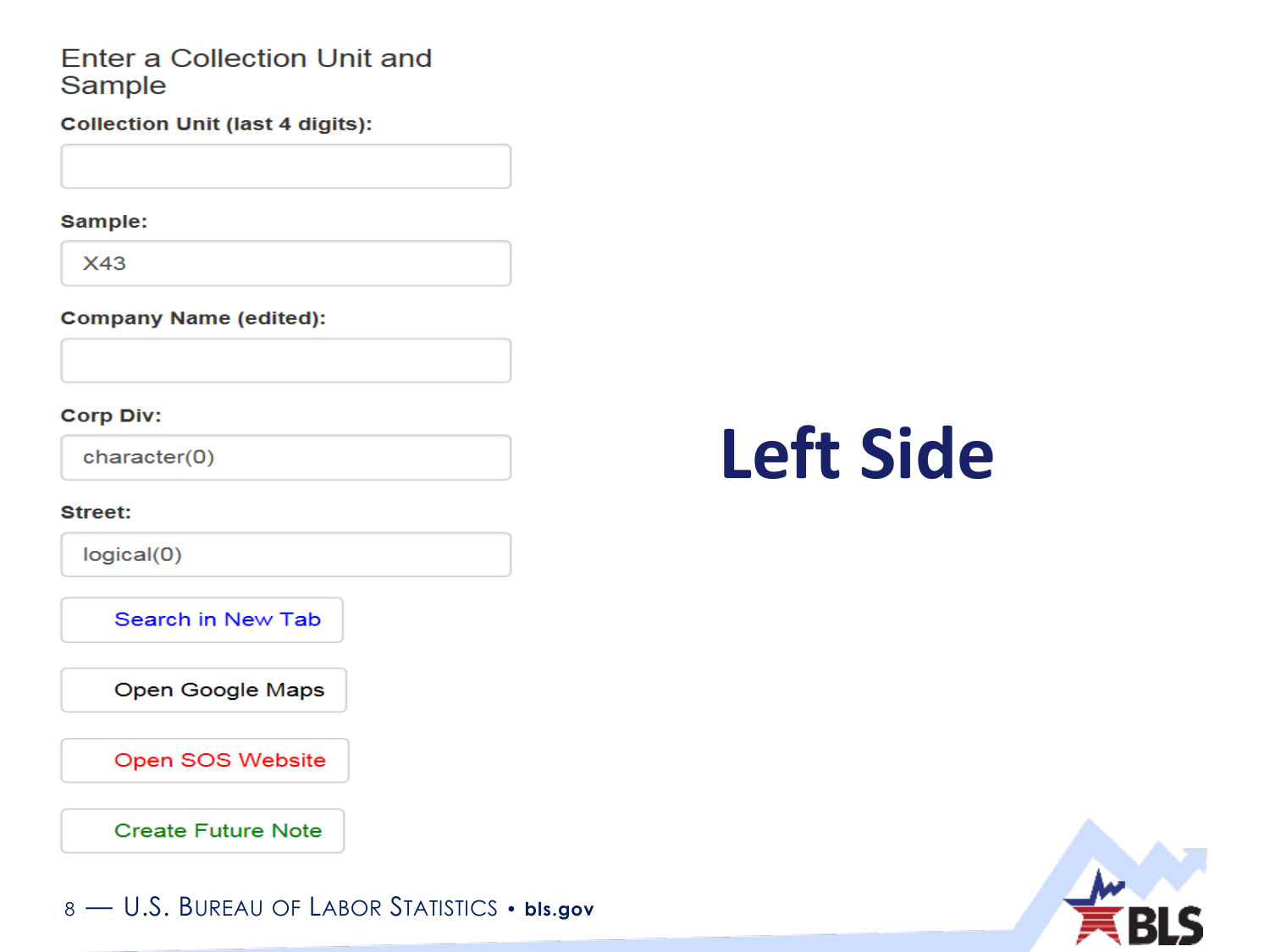### Enter a Collection Unit and Sample

**Collection Unit (last 4 digits):**

**Sample:**

X43

**Company Name (edited):**

**Corp Div:**

character(0)

**Street:**

logical(0)

Search in New Tab

Open Google Maps

Open SOS Website

Create Future Note

# Left Side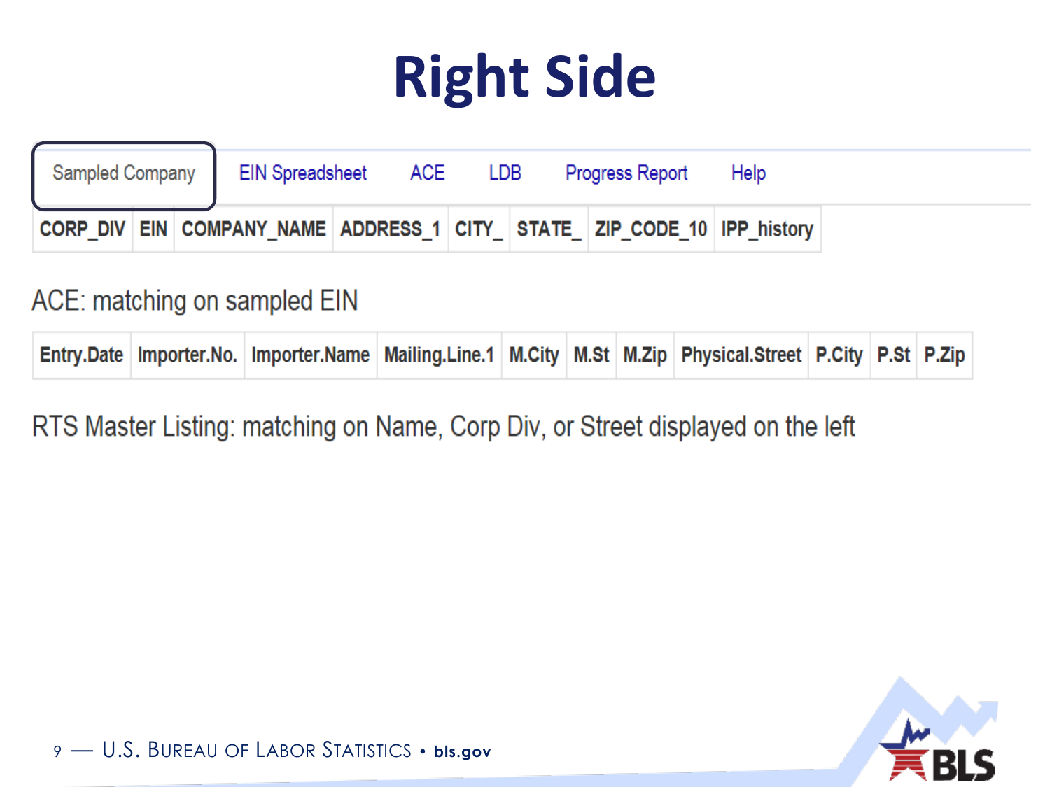# Right Side

Sampled Company | EIN Spreadsheet | ACE | LDB | Progress Report | Help

| CORP_DIV | EIN | COMPANY_NAME | ADDRESS_1 | CITY_ | STATE_ | ZIP_CODE_10 | IPP_history |
|---|---|---|---|---|---|---|---|

ACE: matching on sampled EIN

| Entry.Date | Importer.No. | Importer.Name | Mailing.Line.1 | M.City | M.St | M.Zip | Physical.Street | P.City | P.St | P.Zip |
|---|---|---|---|---|---|---|---|---|---|---|

RTS Master Listing: matching on Name, Corp Div, or Street displayed on the left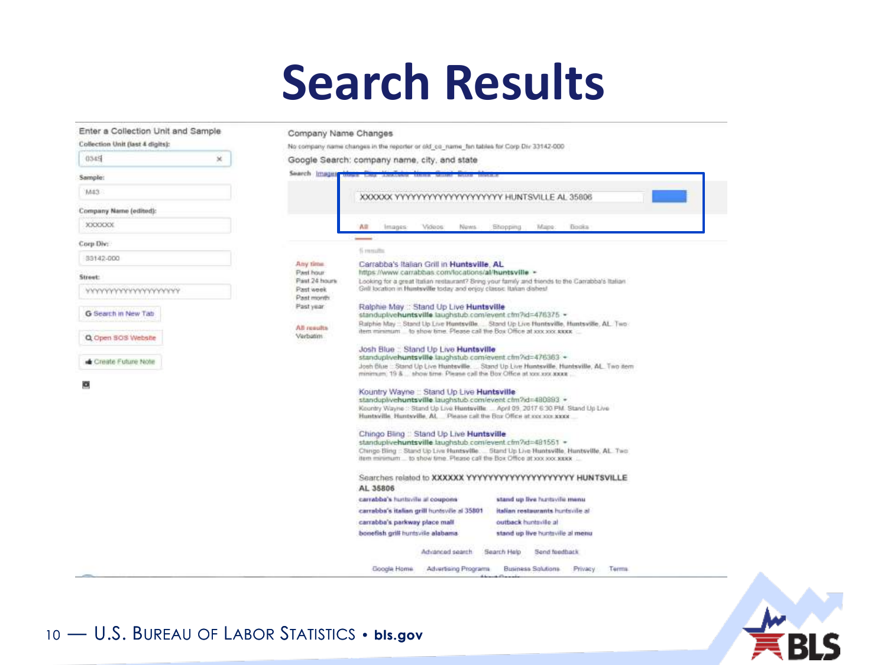# Search Results

**Enter a Collection Unit and Sample**

Collection Unit (last 4 digits): 0345

Sample: M43

Company Name (edited): XXXXXX

Corp Div: 33142-000

Street: YYYYYYYYYYYYYYYYYYYY

G Search in New Tab

Open SOS Website

Create Future Note

**Company Name Changes**

No company name changes in the reporter or old_co_name_fsn tables for Corp Div 33142-000

**Google Search: company name, city, and state**

XXXXXX YYYYYYYYYYYYYYYYYYYY HUNTSVILLE AL 35806

All | Images | Videos | News | Shopping | Maps | Books

Any time
Past hour
Past 24 hours
Past week
Past month
Past year

All results
Verbatim

**Carrabba's Italian Grill in Huntsville, AL**
https://www.carrabbas.com/locations/al/huntsville
Looking for a great Italian restaurant? Bring your family and friends to the Carrabba's Italian Grill location in Huntsville today and enjoy classic Italian dishes!

**Ralphie May :: Stand Up Live Huntsville**
standuplivehuntsville.laughstub.com/event.cfm?id=476375
Ralphie May :: Stand Up Live Huntsville. ... Stand Up Live Huntsville, Huntsville, AL. Two item minimum ... to show time. Please call the Box Office at xxx.xxx.xxxx ...

**Josh Blue :: Stand Up Live Huntsville**
standuplivehuntsville.laughstub.com/event.cfm?id=476363
Josh Blue :: Stand Up Live Huntsville. ... Stand Up Live Huntsville, Huntsville, AL. Two item minimum, 19 & ... show time. Please call the Box Office at xxx.xxx.xxxx

**Kountry Wayne :: Stand Up Live Huntsville**
standuplivehuntsville.laughstub.com/event.cfm?id=480893
Kountry Wayne :: Stand Up Live Huntsville. ... April 09, 2017 6:30 PM. Stand Up Live Huntsville, Huntsville, AL. ... Please call the Box Office at xxx.xxx.xxxx ...

**Chingo Bling :: Stand Up Live Huntsville**
standuplivehuntsville.laughstub.com/event.cfm?id=481551
Chingo Bling :: Stand Up Live Huntsville. ... Stand Up Live Huntsville, Huntsville, AL. Two item minimum ... to show time. Please call the Box Office at xxx.xxx.xxxx ...

Searches related to **XXXXXX YYYYYYYYYYYYYYYYYYYY HUNTSVILLE AL 35806**

| | |
|---|---|
| carrabba's huntsville al coupons | stand up live huntsville menu |
| carrabba's italian grill huntsville al 35801 | italian restaurants huntsville al |
| carrabba's parkway place mall | outback huntsville al |
| bonefish grill huntsville alabama | stand up live huntsville al menu |

Advanced search | Search Help | Send feedback

Google Home | Advertising Programs | Business Solutions | Privacy | Terms | About Google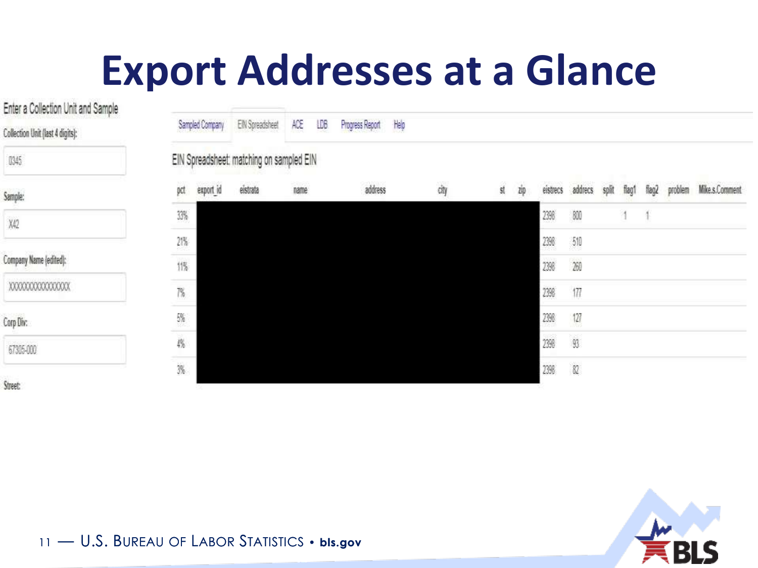# Export Addresses at a Glance

Enter a Collection Unit and Sample

Collection Unit (last 4 digits):

0345

Sample:

X42

Company Name (edited):

XXXXXXXXXXXXXXXX

Corp Div:

67305-000

Street:

Sampled Company | EIN Spreadsheet | ACE | LDB | Progress Report | Help

EIN Spreadsheet: matching on sampled EIN

| pct | export_id | eistrata | name | address | city | st | zip | eistrecs | addrecs | split | flag1 | flag2 | problem | Mike.s.Comment |
|---|---|---|---|---|---|---|---|---|---|---|---|---|---|---|
| 33% | | | | | | | | 2398 | 800 | | 1 | 1 | | |
| 21% | | | | | | | | 2398 | 510 | | | | | |
| 11% | | | | | | | | 2398 | 260 | | | | | |
| 7% | | | | | | | | 2398 | 177 | | | | | |
| 5% | | | | | | | | 2398 | 127 | | | | | |
| 4% | | | | | | | | 2398 | 93 | | | | | |
| 3% | | | | | | | | 2398 | 82 | | | | | |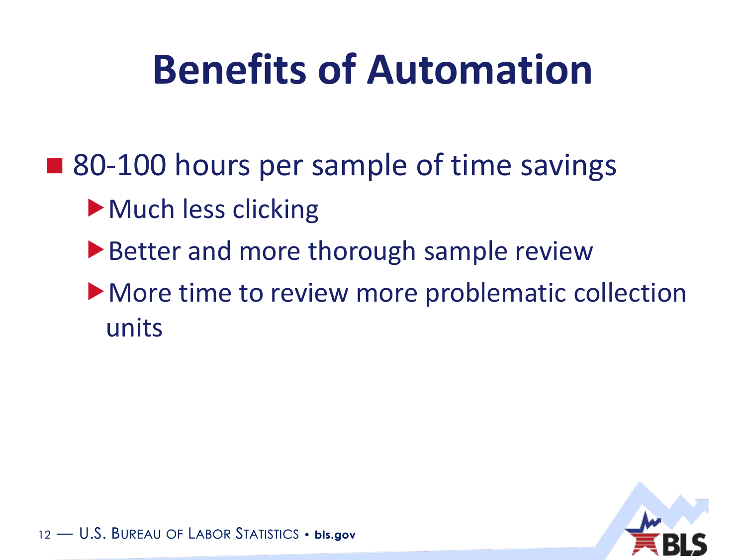# Benefits of Automation

- 80-100 hours per sample of time savings
  - Much less clicking
  - Better and more thorough sample review
  - More time to review more problematic collection units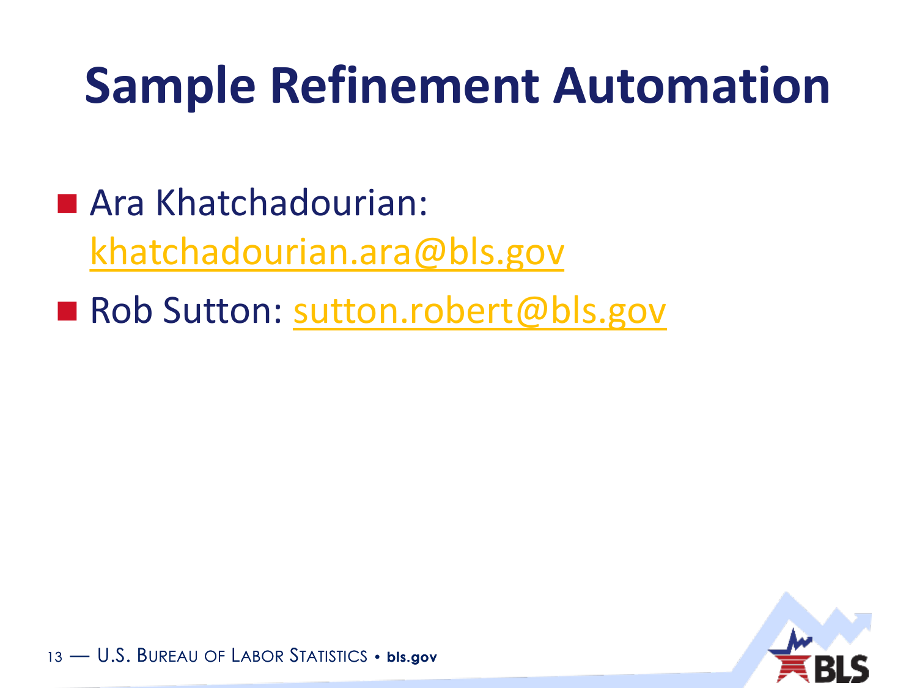# Sample Refinement Automation

- Ara Khatchadourian: khatchadourian.ara@bls.gov
- Rob Sutton: sutton.robert@bls.gov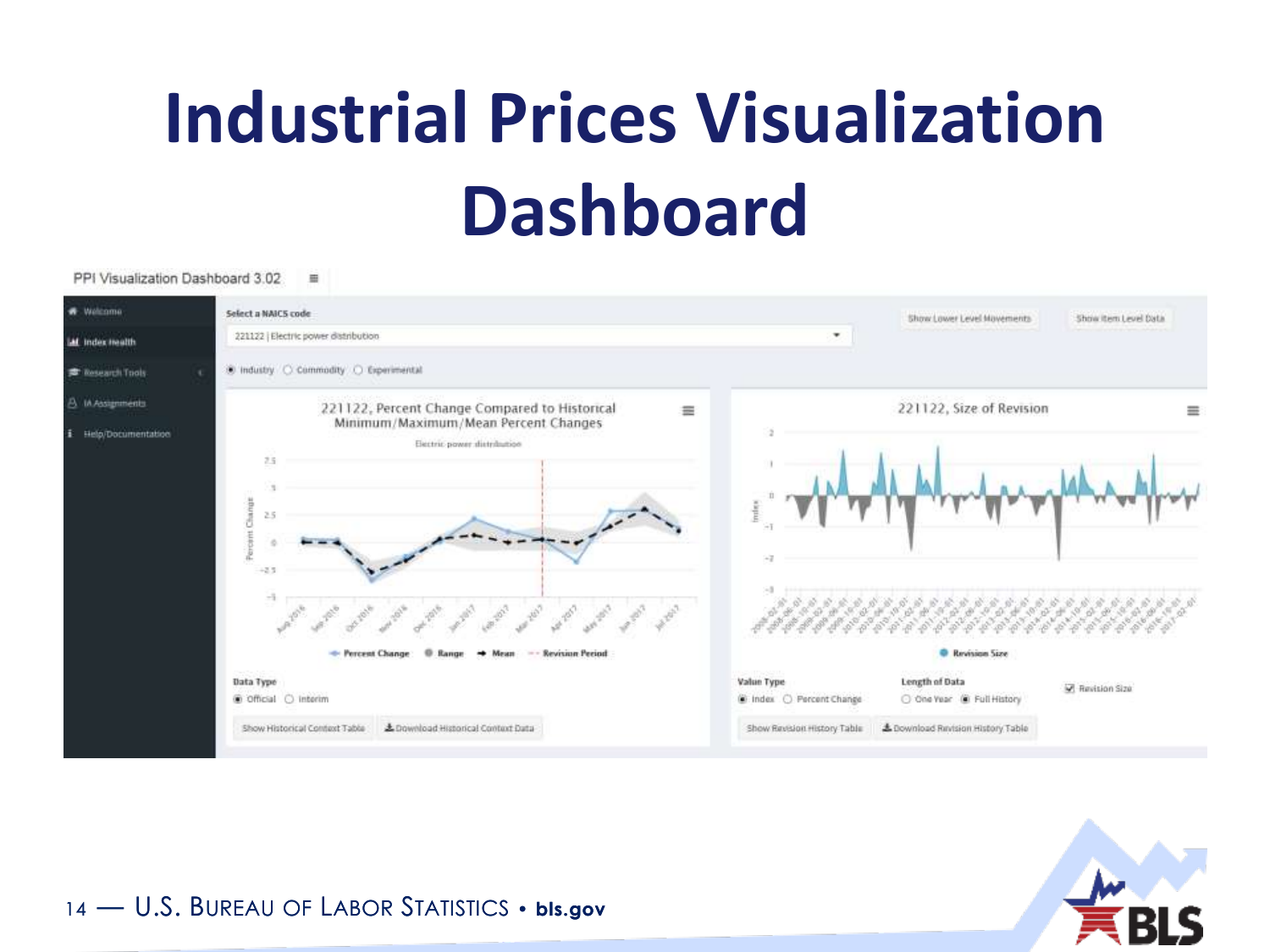# Industrial Prices Visualization Dashboard

PPI Visualization Dashboard 3.02

- Welcome
- Index Health
- Research Tools
- IA Assignments
- Help/Documentation

Select a NAICS code

221122 | Electric power distribution

Industry | Commodity | Experimental

Show Lower Level Movements | Show Item Level Data

221122, Percent Change Compared to Historical Minimum/Maximum/Mean Percent Changes

Electric power distribution

Percent Change | Range | Mean | Revision Period

Data Type: Official | Interim

Show Historical Context Table | Download Historical Context Data

221122, Size of Revision

Revision Size

Value Type: Index | Percent Change

Length of Data: One Year | Full History

Revision Size

Show Revision History Table | Download Revision History Table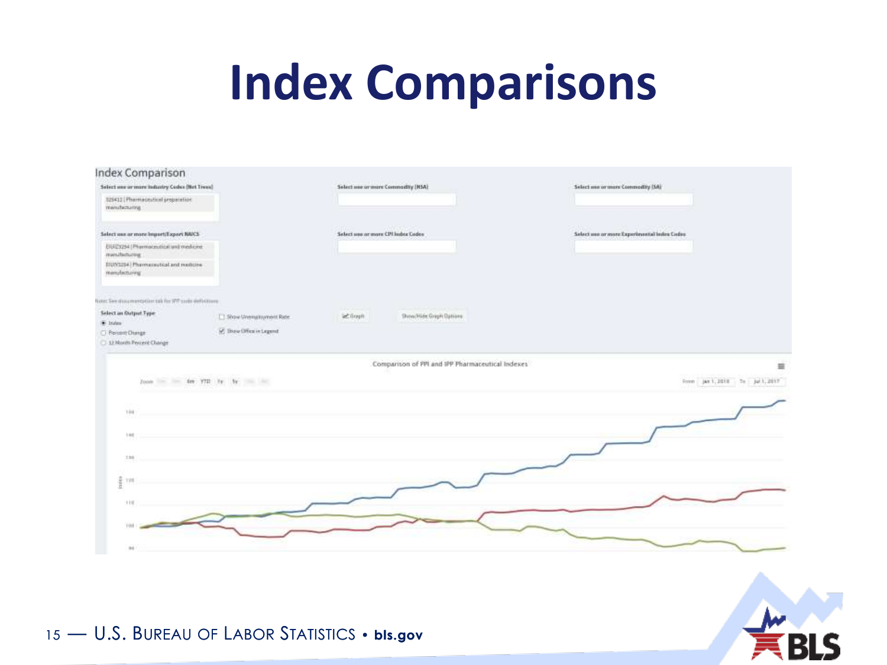# Index Comparisons

## Index Comparison

**Select one or more Industry Codes (Net Trees)**

325412 | Pharmaceutical preparation manufacturing

**Select one or more Commodity (NSA)**

**Select one or more Commodity (SA)**

**Select one or more Import/Export NAICS**

EIUIZ3254 | Pharmaceutical and medicine manufacturing

EIUIY3254 | Pharmaceutical and medicine manufacturing

**Select one or more CPI Index Codes**

**Select one or more Experimental Index Codes**

Note: See documentation tab for IPP code definitions

**Select an Output Type**

- Index
- Percent Change
- 12 Month Percent Change

☐ Show Unemployment Rate

☑ Show Office in Legend

Graph

Show/Hide Graph Options

Comparison of PPI and IPP Pharmaceutical Indexes

Zoom 1m 3m 6m YTD 1y 5y 10y All

From Jan 1, 2010 To Jul 1, 2017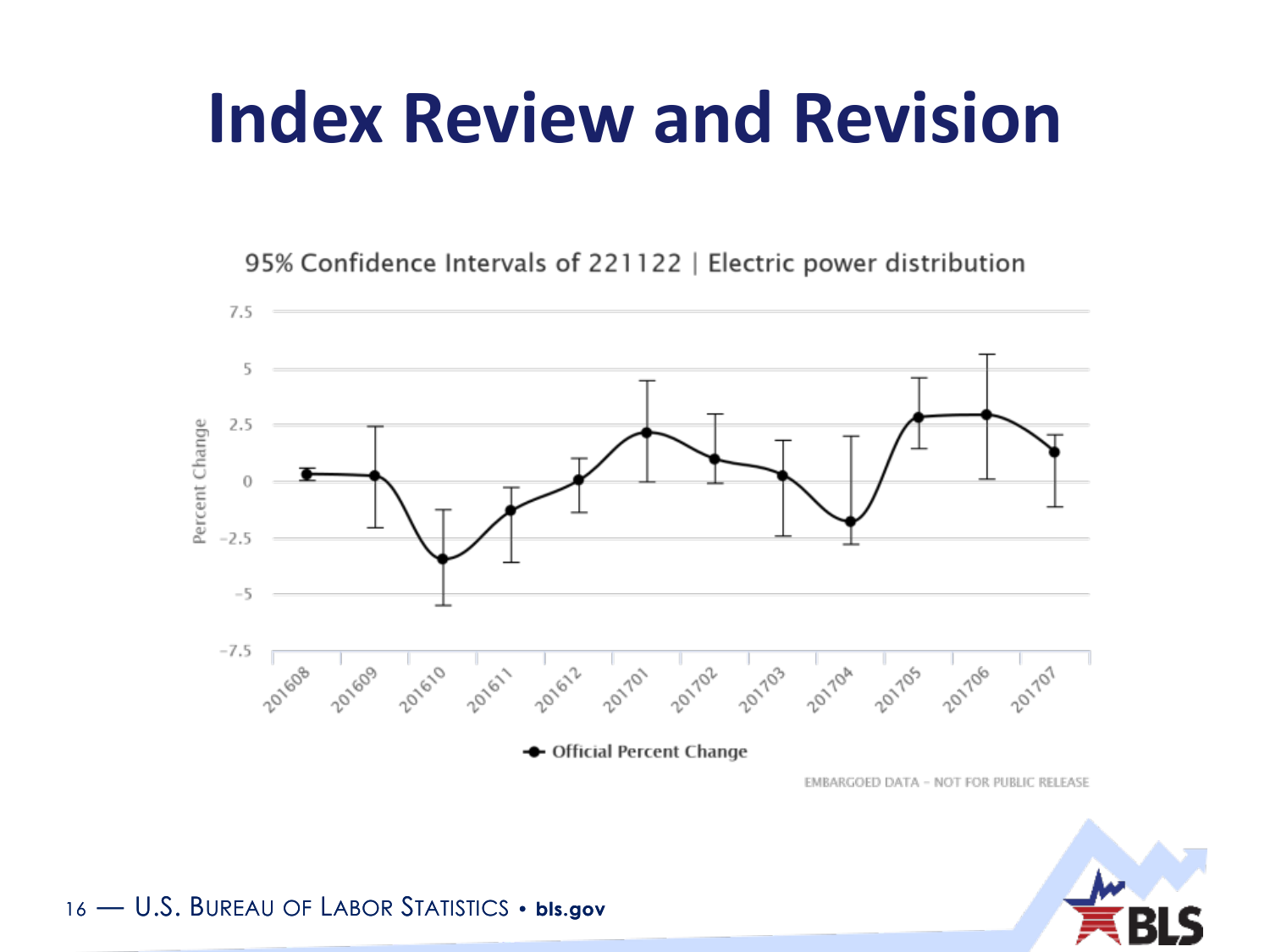# Index Review and Revision

95% Confidence Intervals of 221122 | Electric power distribution

Official Percent Change

EMBARGOED DATA – NOT FOR PUBLIC RELEASE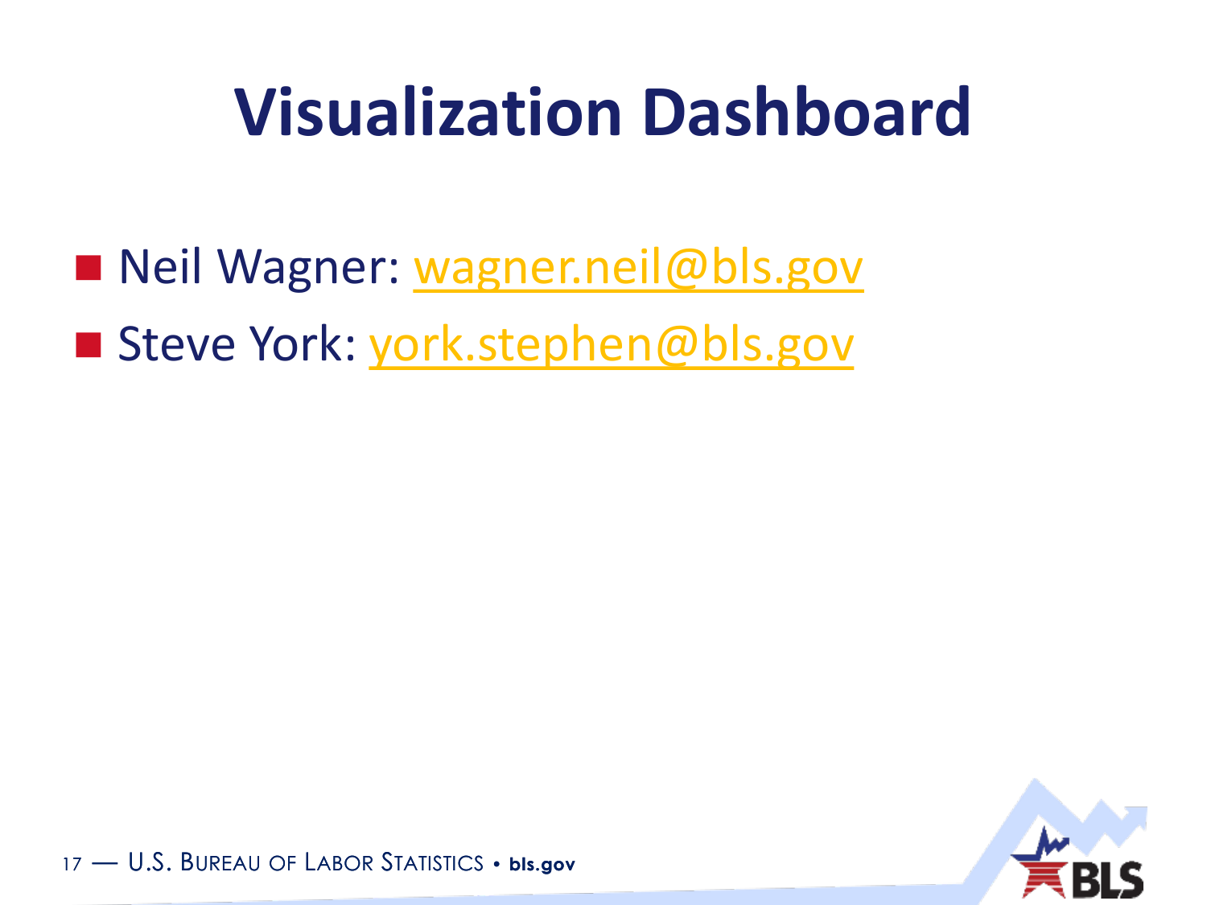# Visualization Dashboard

- Neil Wagner: wagner.neil@bls.gov
- Steve York: york.stephen@bls.gov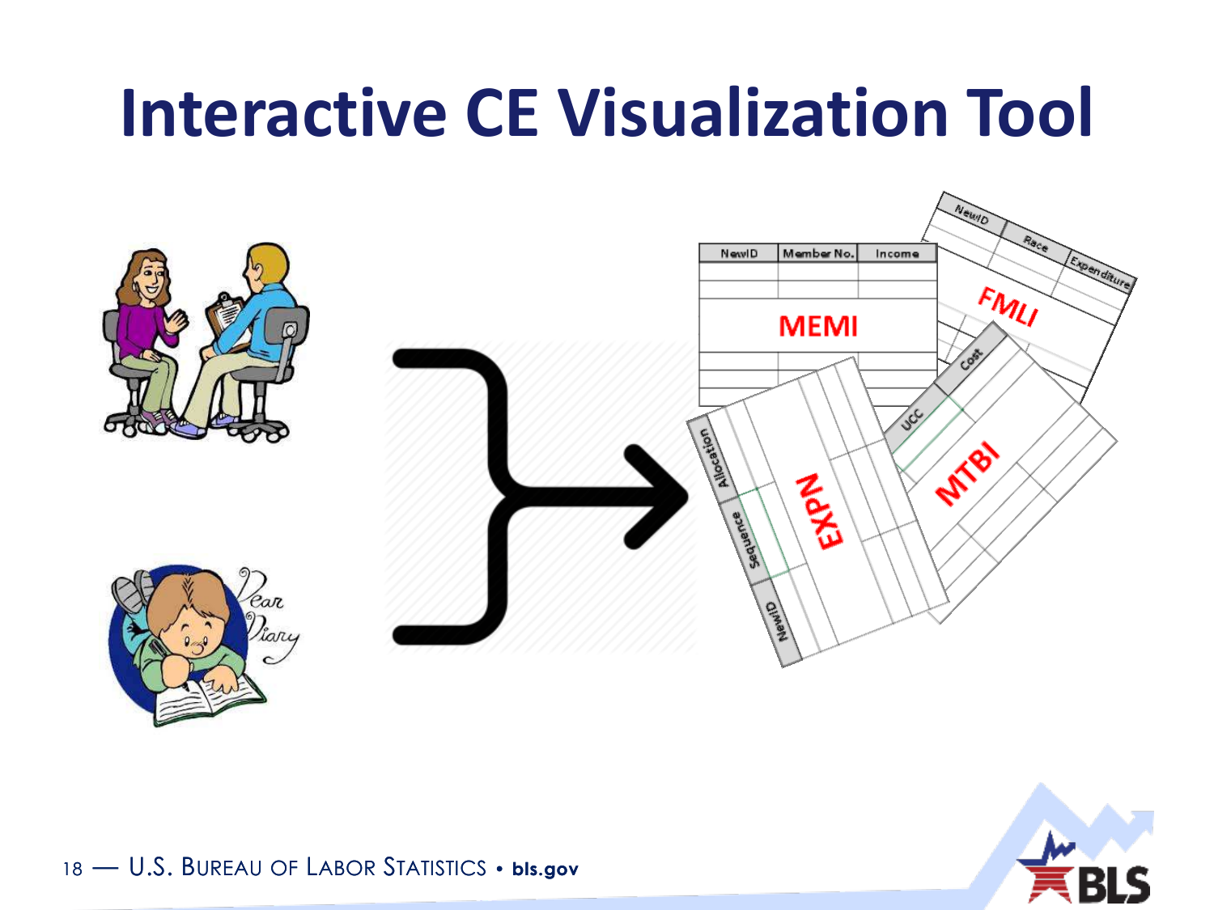# Interactive CE Visualization Tool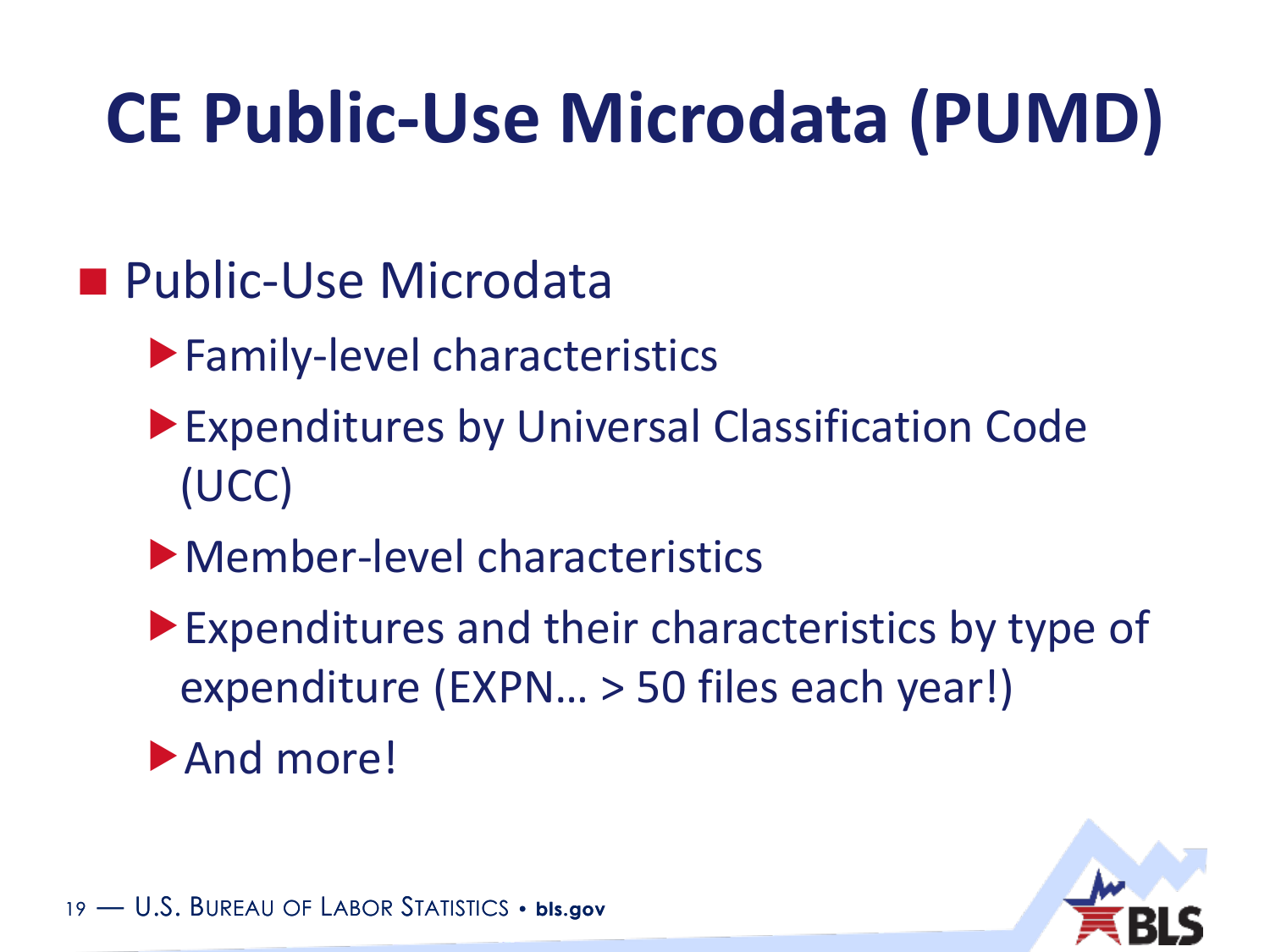# CE Public-Use Microdata (PUMD)

- Public-Use Microdata
  - Family-level characteristics
  - Expenditures by Universal Classification Code (UCC)
  - Member-level characteristics
  - Expenditures and their characteristics by type of expenditure (EXPN… > 50 files each year!)
  - And more!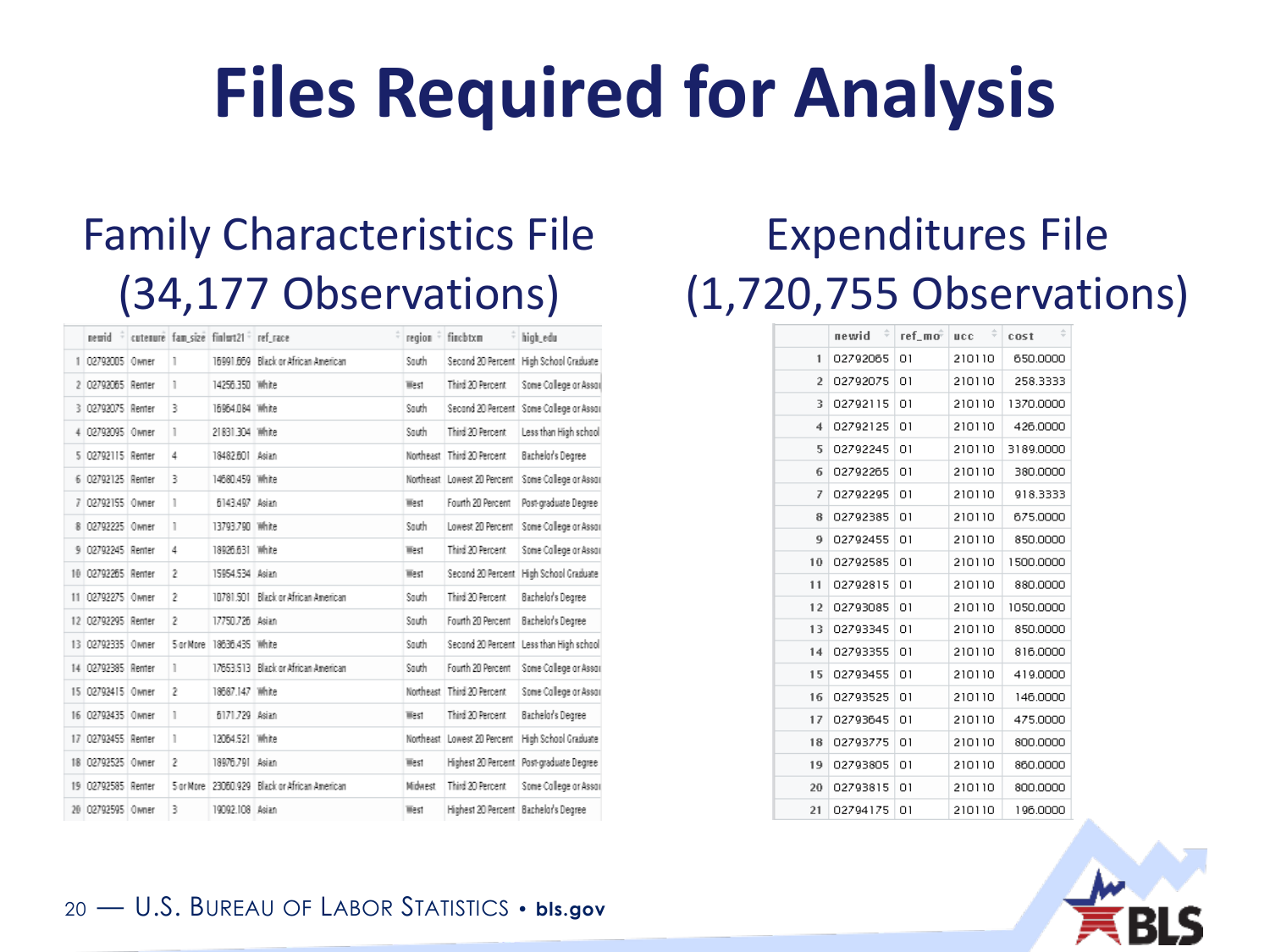# Files Required for Analysis

## Family Characteristics File (34,177 Observations)

| | newid | cutenure | fam_size | finlwt21 | ref_race | region | fincbtxm | high_edu |
|---|---|---|---|---|---|---|---|---|
| 1 | 02792005 | Owner | 1 | 16991.669 | Black or African American | South | Second 20 Percent | High School Graduate |
| 2 | 02792065 | Renter | 1 | 14256.350 | White | West | Third 20 Percent | Some College or Assoc |
| 3 | 02792075 | Renter | 3 | 16964.084 | White | South | Second 20 Percent | Some College or Assoc |
| 4 | 02792095 | Owner | 1 | 21831.304 | White | South | Third 20 Percent | Less than High school |
| 5 | 02792115 | Renter | 4 | 18482.601 | Asian | Northeast | Third 20 Percent | Bachelor's Degree |
| 6 | 02792125 | Renter | 3 | 14680.459 | White | Northeast | Lowest 20 Percent | Some College or Assoc |
| 7 | 02792155 | Owner | 1 | 6143.497 | Asian | West | Fourth 20 Percent | Post-graduate Degree |
| 8 | 02792225 | Owner | 1 | 13793.790 | White | South | Lowest 20 Percent | Some College or Assoc |
| 9 | 02792245 | Renter | 4 | 18926.631 | White | West | Third 20 Percent | Some College or Assoc |
| 10 | 02792265 | Renter | 2 | 15954.534 | Asian | West | Second 20 Percent | High School Graduate |
| 11 | 02792275 | Owner | 2 | 10781.501 | Black or African American | South | Third 20 Percent | Bachelor's Degree |
| 12 | 02792295 | Renter | 2 | 17750.726 | Asian | South | Fourth 20 Percent | Bachelor's Degree |
| 13 | 02792335 | Owner | 5 or More | 18636.435 | White | South | Second 20 Percent | Less than High school |
| 14 | 02792385 | Renter | 1 | 17653.513 | Black or African American | South | Fourth 20 Percent | Some College or Assoc |
| 15 | 02792415 | Owner | 2 | 18687.147 | White | Northeast | Third 20 Percent | Some College or Assoc |
| 16 | 02792435 | Owner | 1 | 6171.729 | Asian | West | Third 20 Percent | Bachelor's Degree |
| 17 | 02792455 | Renter | 1 | 12064.521 | White | Northeast | Lowest 20 Percent | High School Graduate |
| 18 | 02792525 | Owner | 2 | 18976.791 | Asian | West | Highest 20 Percent | Post-graduate Degree |
| 19 | 02792585 | Renter | 5 or More | 23060.929 | Black or African American | Midwest | Third 20 Percent | Some College or Assoc |
| 20 | 02792595 | Owner | 3 | 19092.108 | Asian | West | Highest 20 Percent | Bachelor's Degree |

## Expenditures File (1,720,755 Observations)

| | newid | ref_mo | ucc | cost |
|---|---|---|---|---|
| 1 | 02792065 | 01 | 210110 | 650.0000 |
| 2 | 02792075 | 01 | 210110 | 258.3333 |
| 3 | 02792115 | 01 | 210110 | 1370.0000 |
| 4 | 02792125 | 01 | 210110 | 426.0000 |
| 5 | 02792245 | 01 | 210110 | 3189.0000 |
| 6 | 02792265 | 01 | 210110 | 380.0000 |
| 7 | 02792295 | 01 | 210110 | 918.3333 |
| 8 | 02792385 | 01 | 210110 | 675.0000 |
| 9 | 02792455 | 01 | 210110 | 850.0000 |
| 10 | 02792585 | 01 | 210110 | 1500.0000 |
| 11 | 02792815 | 01 | 210110 | 880.0000 |
| 12 | 02793085 | 01 | 210110 | 1050.0000 |
| 13 | 02793345 | 01 | 210110 | 850.0000 |
| 14 | 02793355 | 01 | 210110 | 816.0000 |
| 15 | 02793455 | 01 | 210110 | 419.0000 |
| 16 | 02793525 | 01 | 210110 | 146.0000 |
| 17 | 02793645 | 01 | 210110 | 475.0000 |
| 18 | 02793775 | 01 | 210110 | 800.0000 |
| 19 | 02793805 | 01 | 210110 | 860.0000 |
| 20 | 02793815 | 01 | 210110 | 800.0000 |
| 21 | 02794175 | 01 | 210110 | 196.0000 |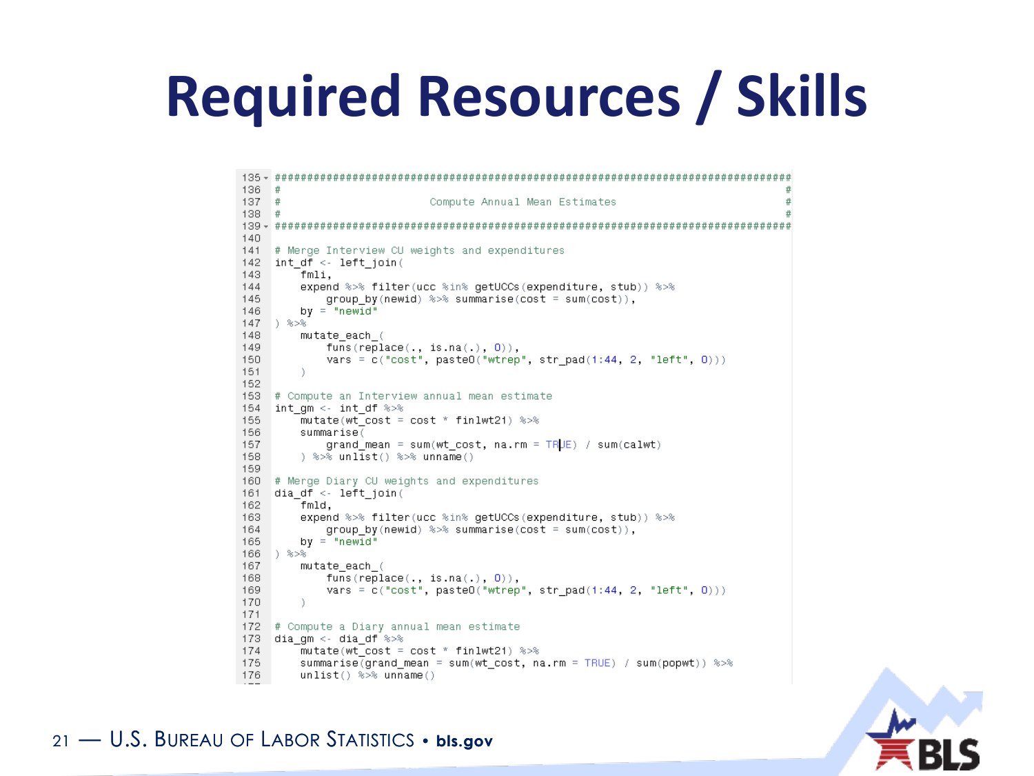# Required Resources / Skills

```r
#################################################################################
#                                                                               #
#                       Compute Annual Mean Estimates                           #
#                                                                               #
#################################################################################

# Merge Interview CU weights and expenditures
int_df <- left_join(
    fmli,
    expend %>% filter(ucc %in% getUCCs(expenditure, stub)) %>%
        group_by(newid) %>% summarise(cost = sum(cost)),
    by = "newid"
) %>%
    mutate_each_(
        funs(replace(., is.na(.), 0)),
        vars = c("cost", paste0("wtrep", str_pad(1:44, 2, "left", 0)))
    )

# Compute an Interview annual mean estimate
int_gm <- int_df %>%
    mutate(wt_cost = cost * finlwt21) %>%
    summarise(
        grand_mean = sum(wt_cost, na.rm = TRUE) / sum(calwt)
    ) %>% unlist() %>% unname()

# Merge Diary CU weights and expenditures
dia_df <- left_join(
    fmld,
    expend %>% filter(ucc %in% getUCCs(expenditure, stub)) %>%
        group_by(newid) %>% summarise(cost = sum(cost)),
    by = "newid"
) %>%
    mutate_each_(
        funs(replace(., is.na(.), 0)),
        vars = c("cost", paste0("wtrep", str_pad(1:44, 2, "left", 0)))
    )

# Compute a Diary annual mean estimate
dia_gm <- dia_df %>%
    mutate(wt_cost = cost * finlwt21) %>%
    summarise(grand_mean = sum(wt_cost, na.rm = TRUE) / sum(popwt)) %>%
    unlist() %>% unname()
```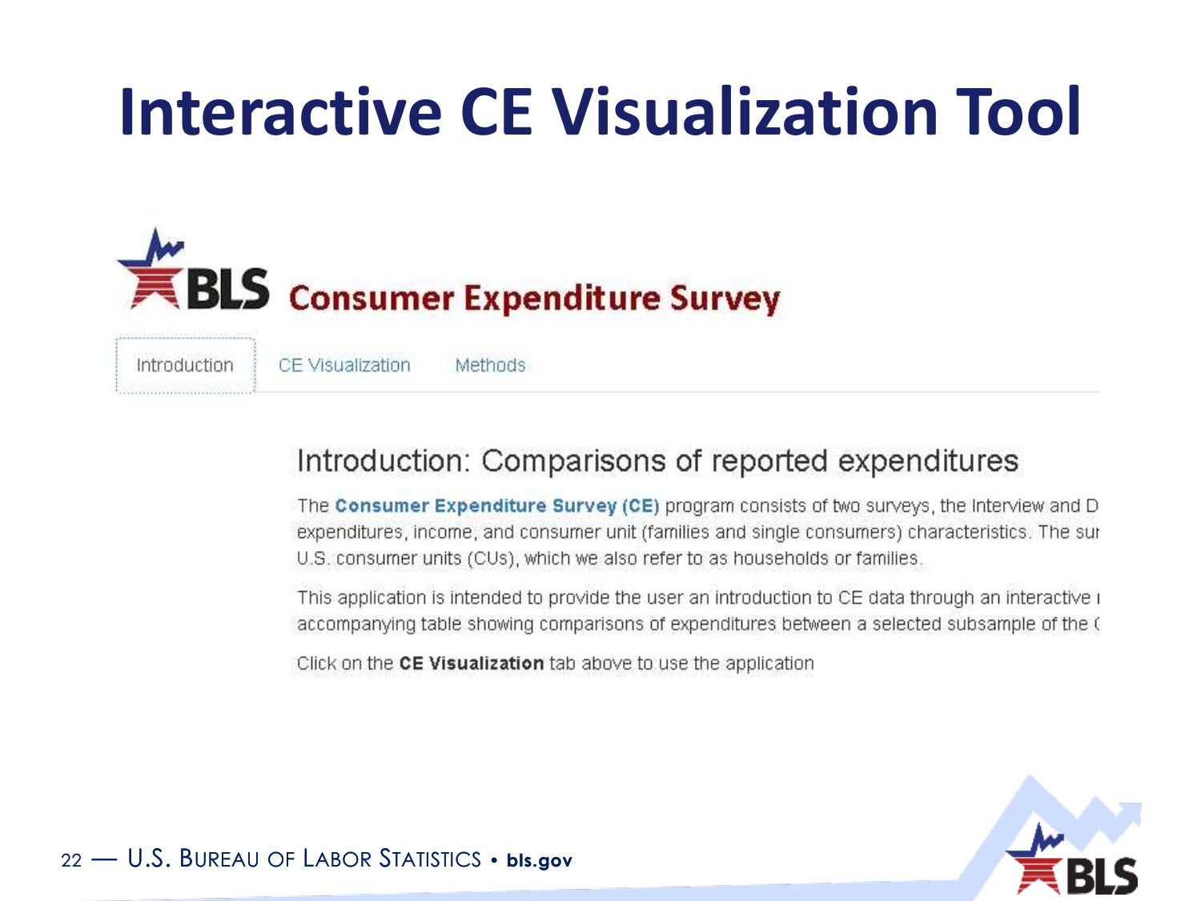# Interactive CE Visualization Tool

BLS Consumer Expenditure Survey

Introduction | CE Visualization | Methods

## Introduction: Comparisons of reported expenditures

The **Consumer Expenditure Survey (CE)** program consists of two surveys, the Interview and D expenditures, income, and consumer unit (families and single consumers) characteristics. The sur U.S. consumer units (CUs), which we also refer to as households or families.

This application is intended to provide the user an introduction to CE data through an interactive accompanying table showing comparisons of expenditures between a selected subsample of the (

Click on the **CE Visualization** tab above to use the application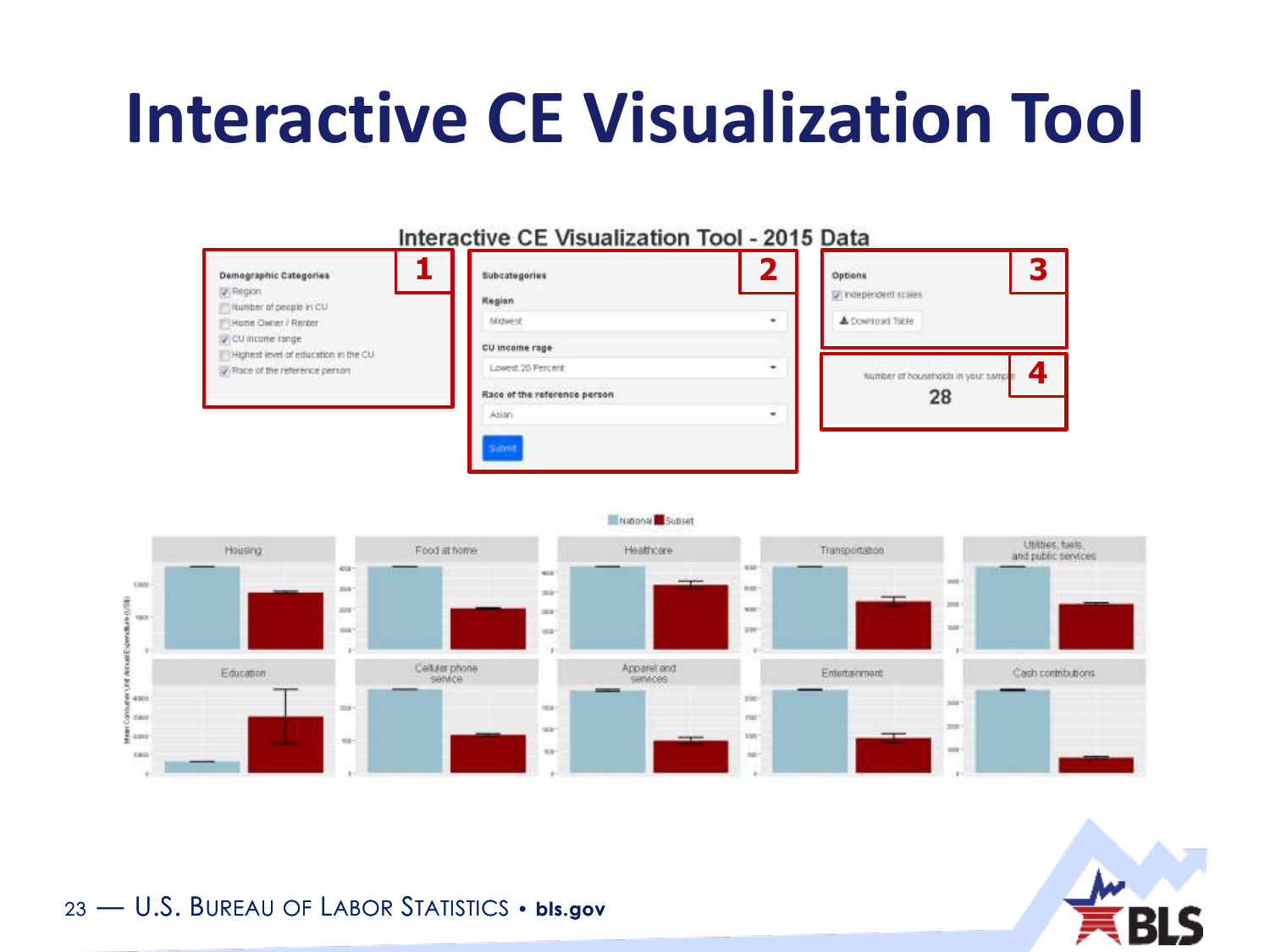# Interactive CE Visualization Tool

Interactive CE Visualization Tool - 2015 Data

**1**

**Demographic Categories**

- [x] Region
- [ ] Number of people in CU
- [ ] Home Owner / Renter
- [x] CU income range
- [ ] Highest level of education in the CU
- [x] Race of the reference person

**2**

**Subcategories**

**Region**

Midwest

**CU income rage**

Lowest 20 Percent

**Race of the reference person**

Asian

Submit

**3**

**Options**

- [x] Independent scales

Download Table

**4**

Number of households in your sample

28

National | Subset

Housing | Food at home | Healthcare | Transportation | Utilities, fuels, and public services

Education | Cellular phone service | Apparel and services | Entertainment | Cash contributions

Mean Consumer Unit Annual Expenditure (US$)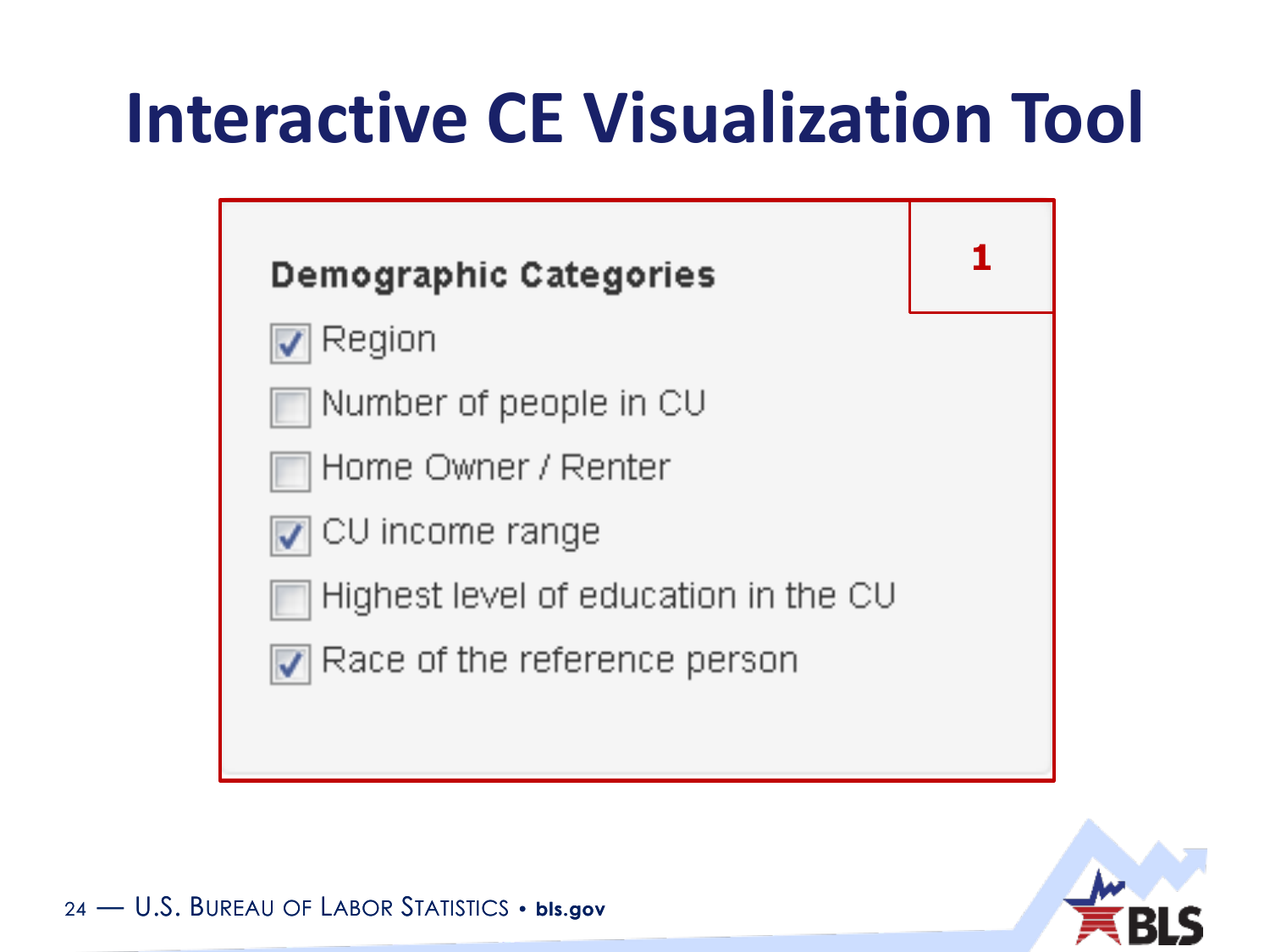# Interactive CE Visualization Tool

1

**Demographic Categories**

- [x] Region
- [ ] Number of people in CU
- [ ] Home Owner / Renter
- [x] CU income range
- [ ] Highest level of education in the CU
- [x] Race of the reference person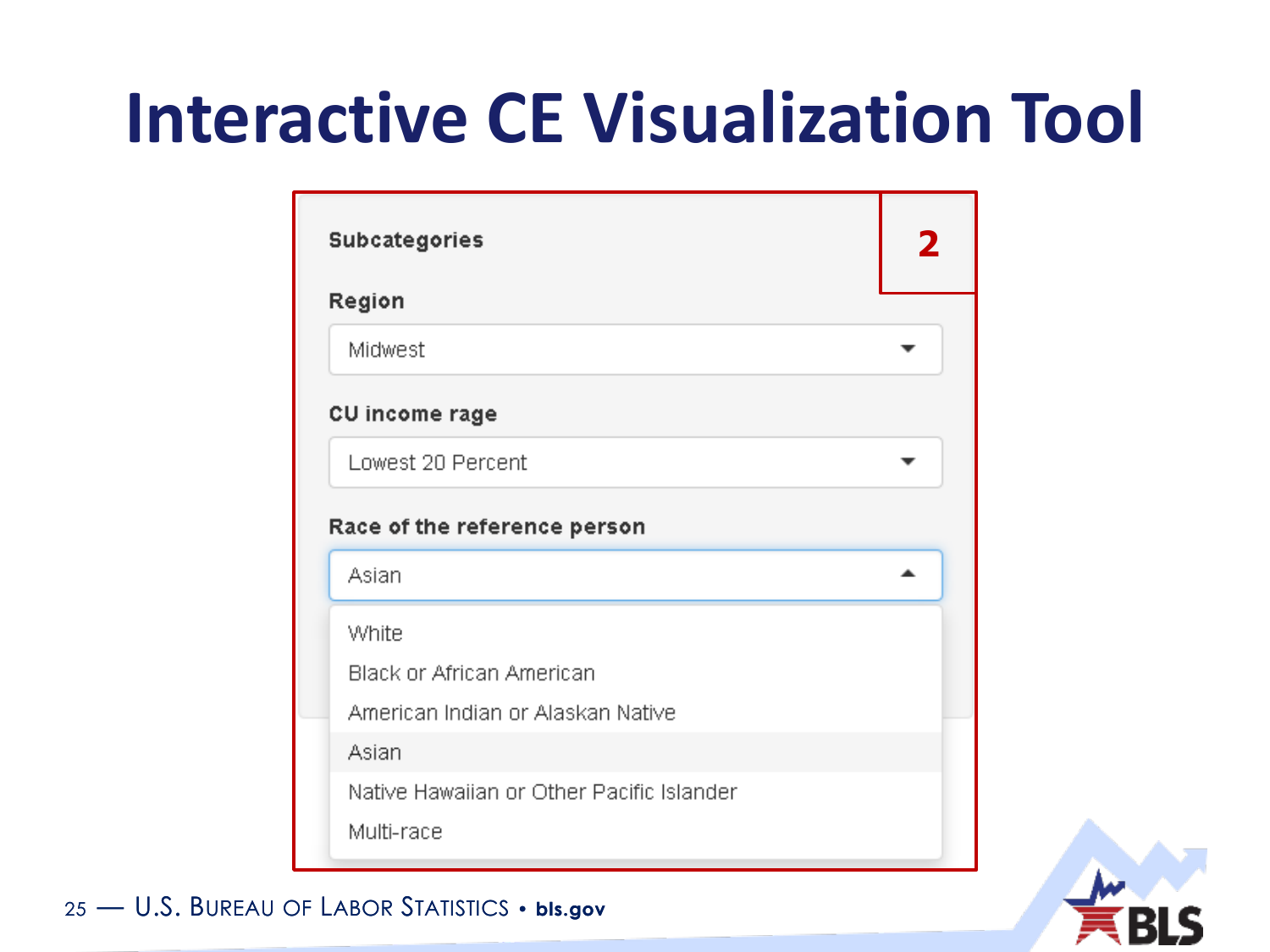# Interactive CE Visualization Tool

**2**

**Subcategories**

**Region**

Midwest

**CU income rage**

Lowest 20 Percent

**Race of the reference person**

Asian

- White
- Black or African American
- American Indian or Alaskan Native
- Asian
- Native Hawaiian or Other Pacific Islander
- Multi-race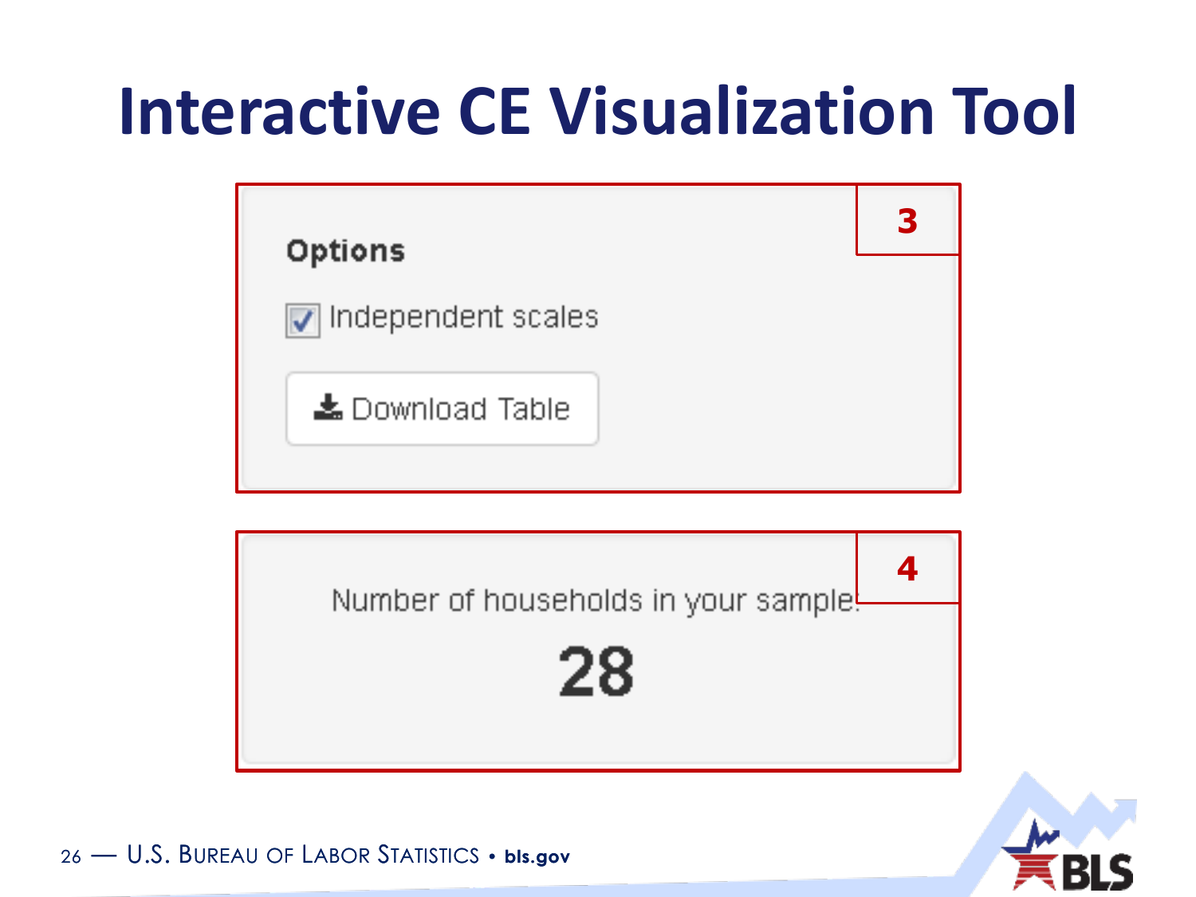# Interactive CE Visualization Tool

**3**

**Options**

- [x] Independent scales

Download Table

**4**

Number of households in your sample:

**28**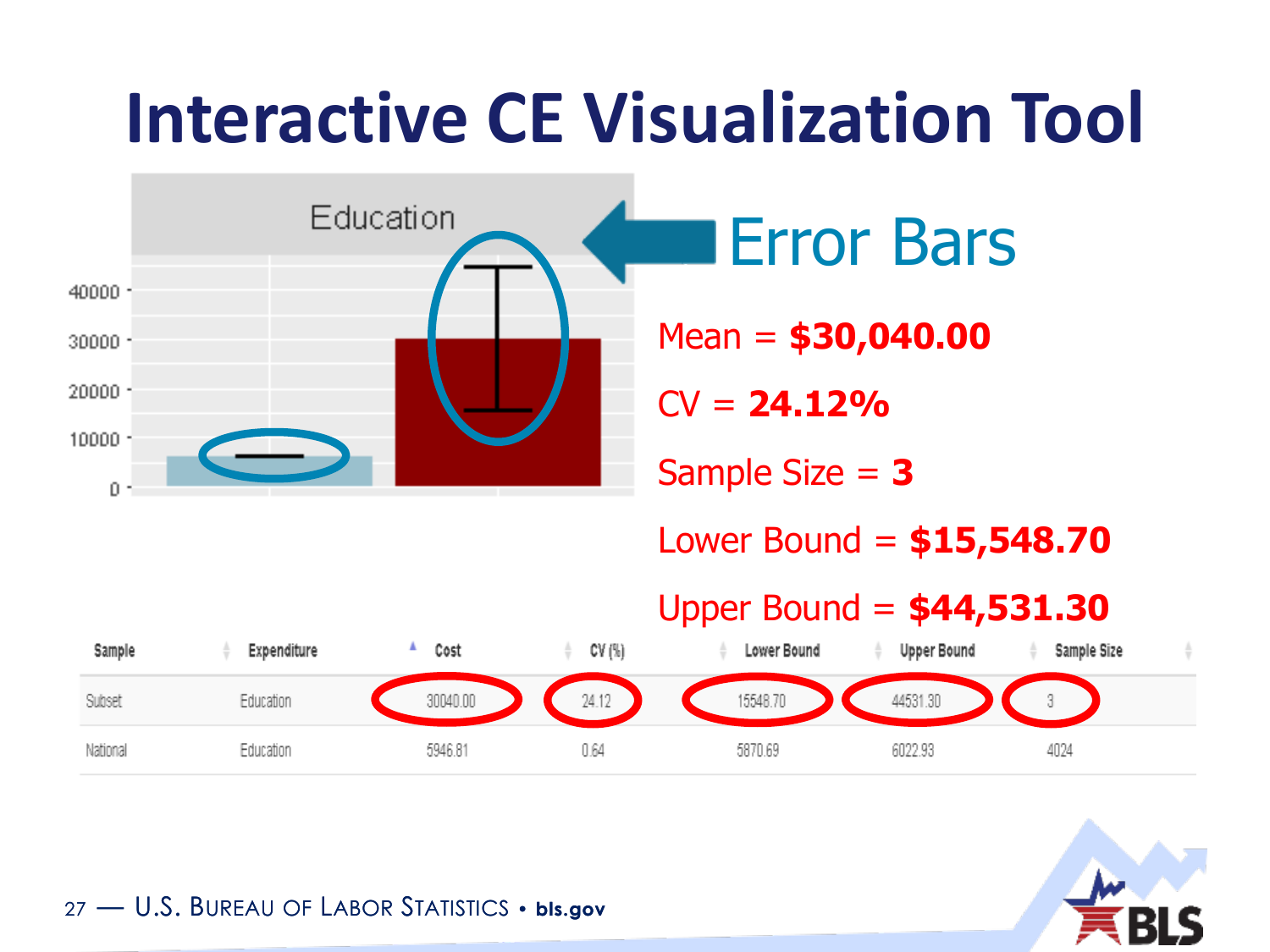# Interactive CE Visualization Tool

Error Bars

Mean = **$30,040.00**

CV = **24.12%**

Sample Size = **3**

Lower Bound = **$15,548.70**

Upper Bound = **$44,531.30**

| Sample | Expenditure | Cost | CV (%) | Lower Bound | Upper Bound | Sample Size |
|---|---|---|---|---|---|---|
| Subset | Education | 30040.00 | 24.12 | 15548.70 | 44531.30 | 3 |
| National | Education | 5946.81 | 0.64 | 5870.69 | 6022.93 | 4024 |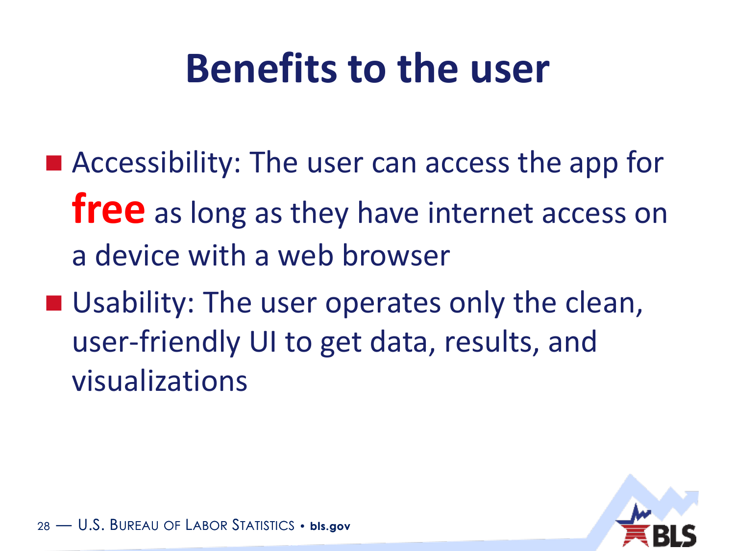# Benefits to the user

- Accessibility: The user can access the app for **free** as long as they have internet access on a device with a web browser
- Usability: The user operates only the clean, user-friendly UI to get data, results, and visualizations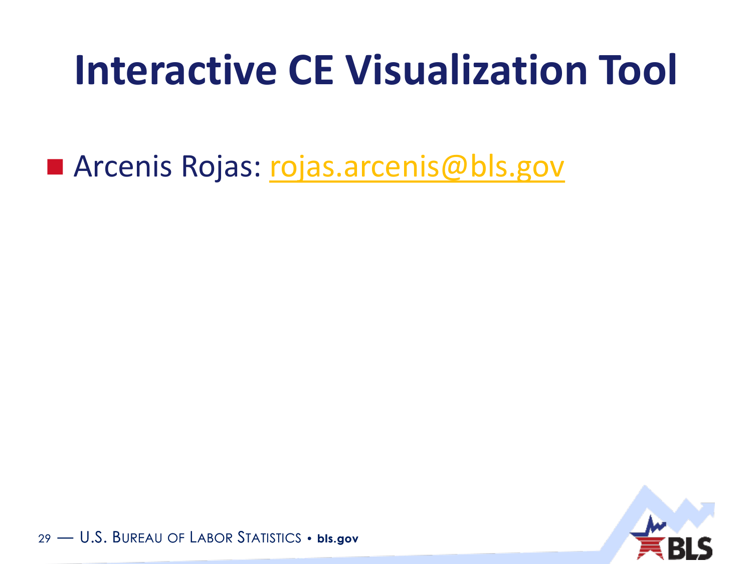# Interactive CE Visualization Tool

- Arcenis Rojas: rojas.arcenis@bls.gov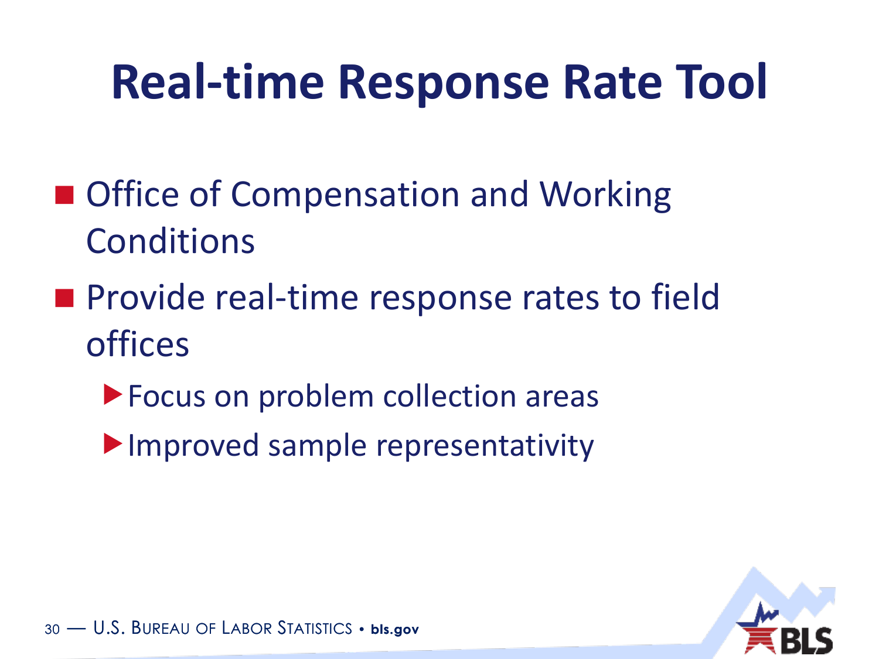# Real-time Response Rate Tool

- Office of Compensation and Working Conditions
- Provide real-time response rates to field offices
  - Focus on problem collection areas
  - Improved sample representativity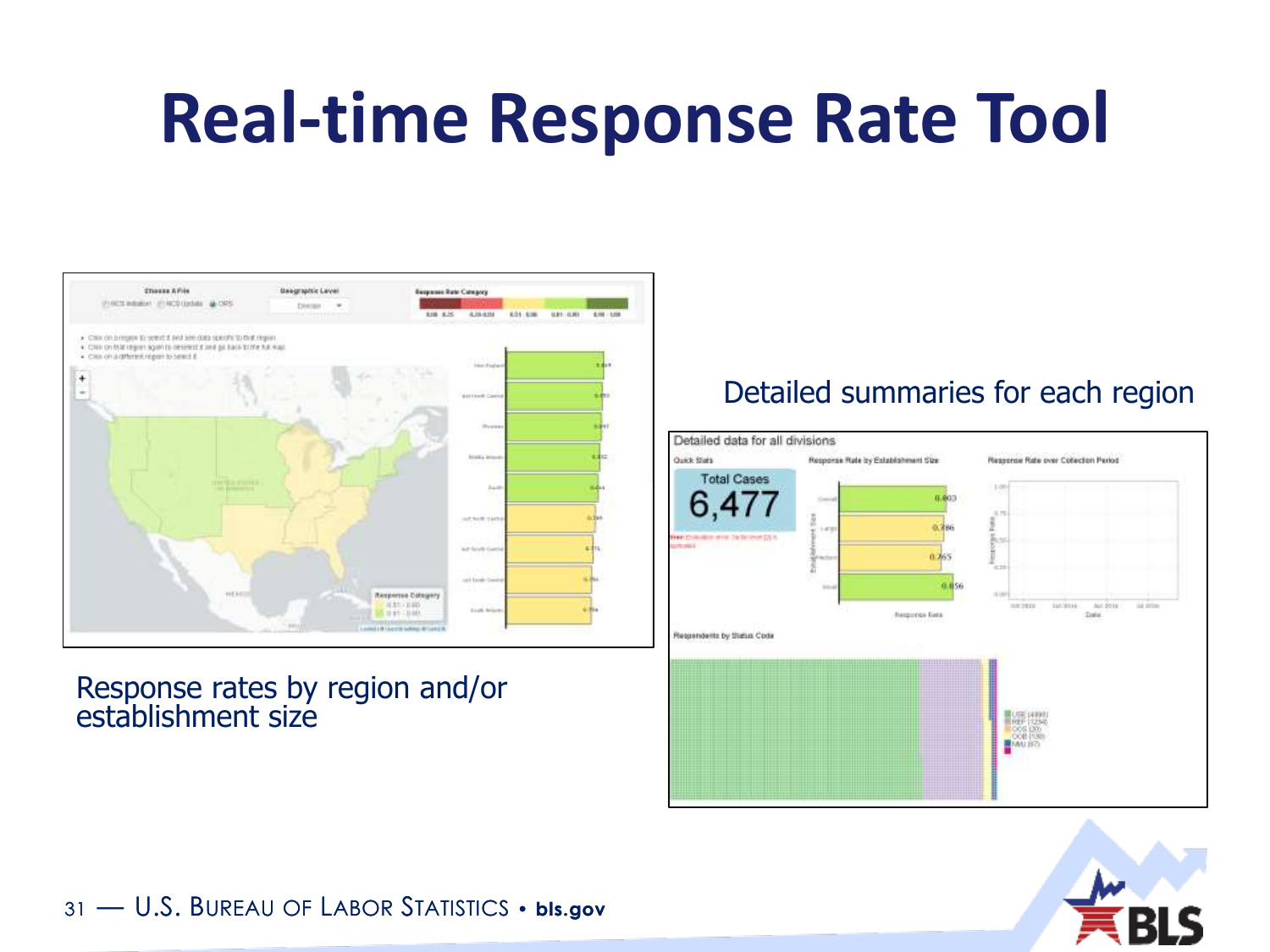# Real-time Response Rate Tool

Response rates by region and/or establishment size

Detailed summaries for each region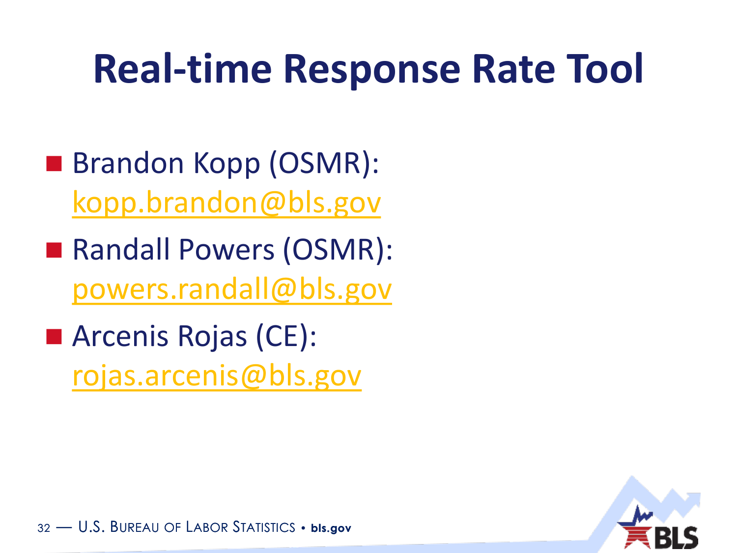# Real-time Response Rate Tool

- Brandon Kopp (OSMR): kopp.brandon@bls.gov
- Randall Powers (OSMR): powers.randall@bls.gov
- Arcenis Rojas (CE): rojas.arcenis@bls.gov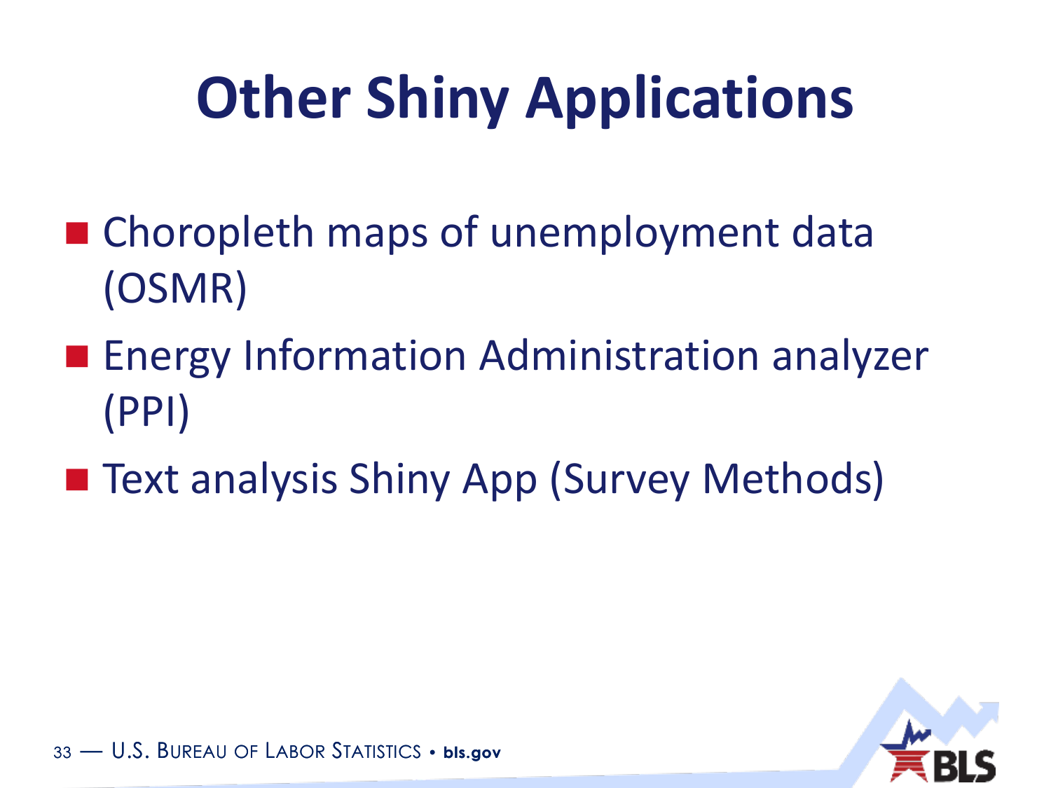# Other Shiny Applications

- Choropleth maps of unemployment data (OSMR)
- Energy Information Administration analyzer (PPI)
- Text analysis Shiny App (Survey Methods)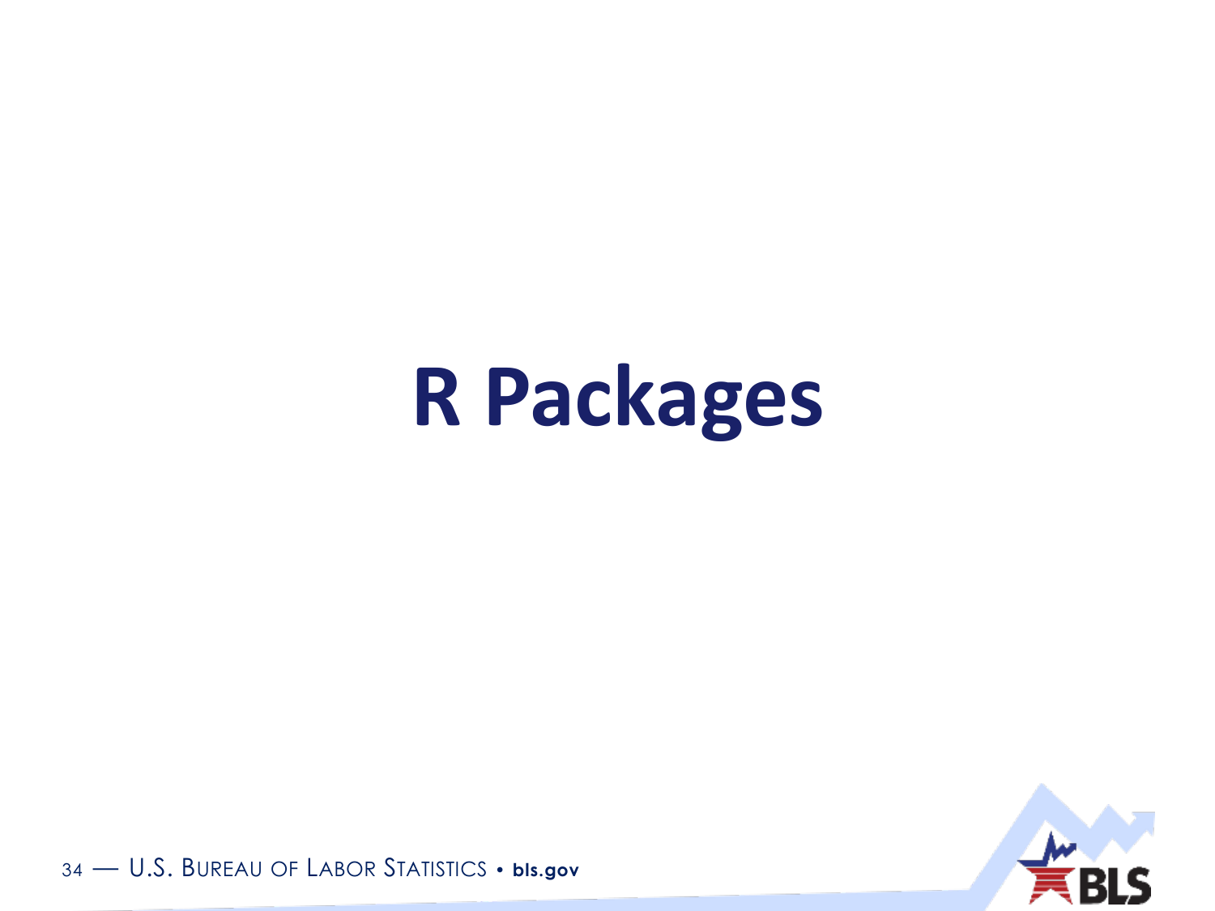# R Packages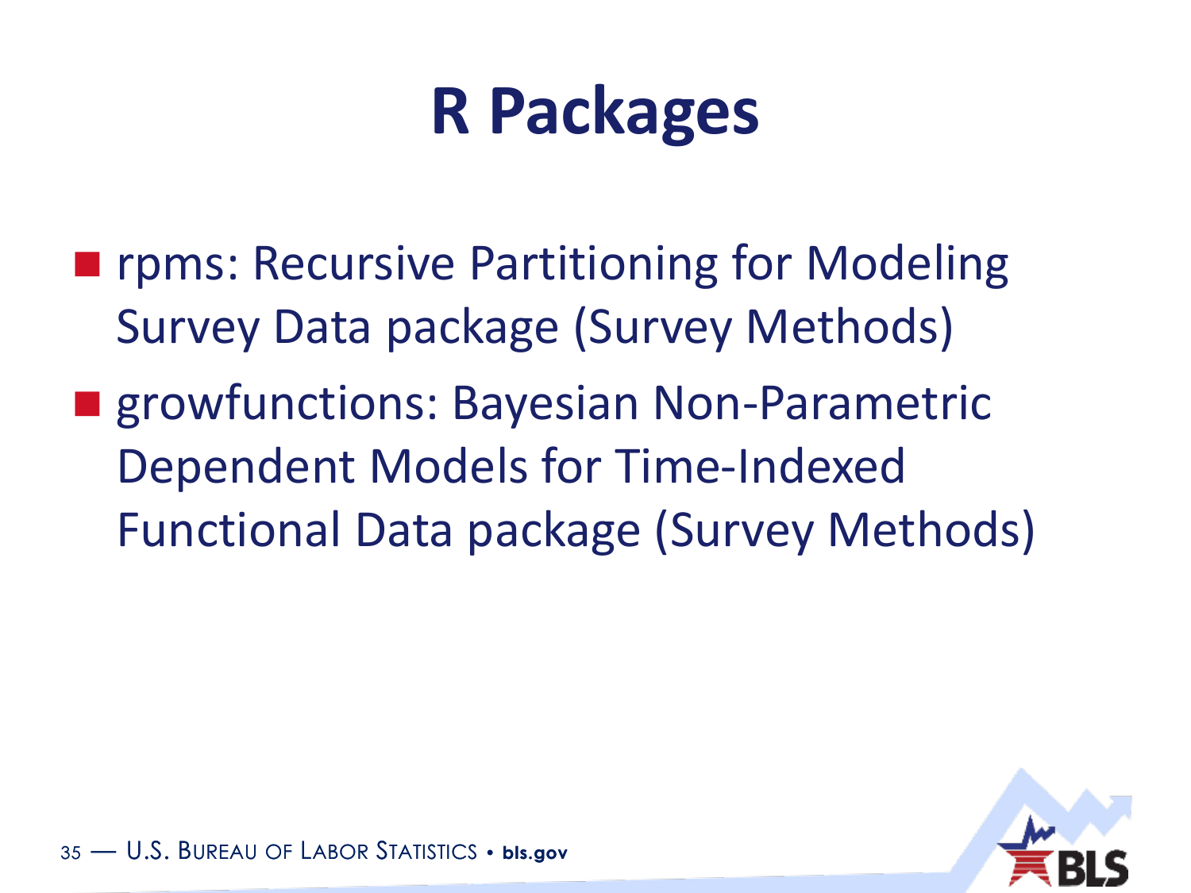# R Packages

- rpms: Recursive Partitioning for Modeling Survey Data package (Survey Methods)
- growfunctions: Bayesian Non-Parametric Dependent Models for Time-Indexed Functional Data package (Survey Methods)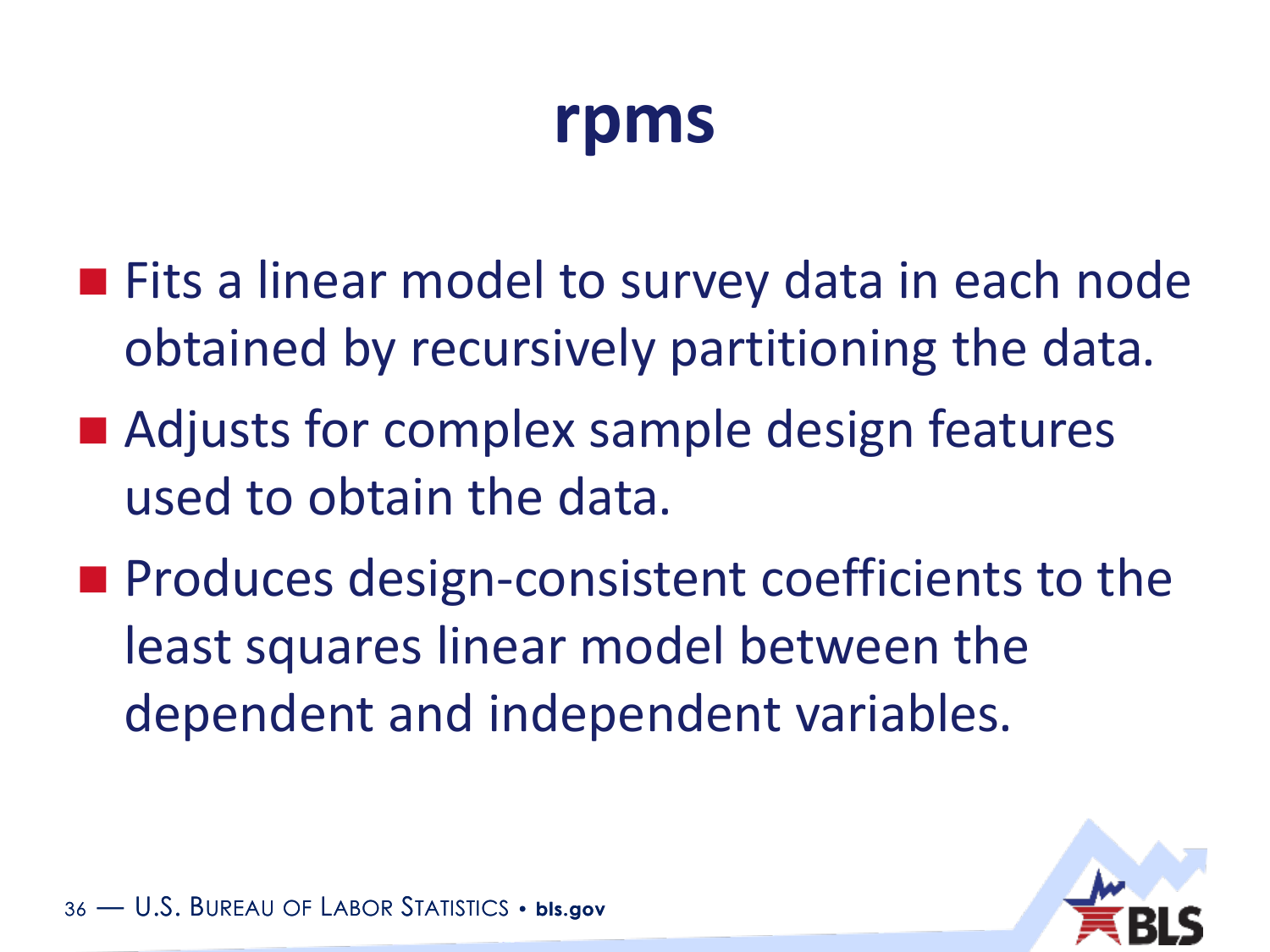# rpms

- Fits a linear model to survey data in each node obtained by recursively partitioning the data.
- Adjusts for complex sample design features used to obtain the data.
- Produces design-consistent coefficients to the least squares linear model between the dependent and independent variables.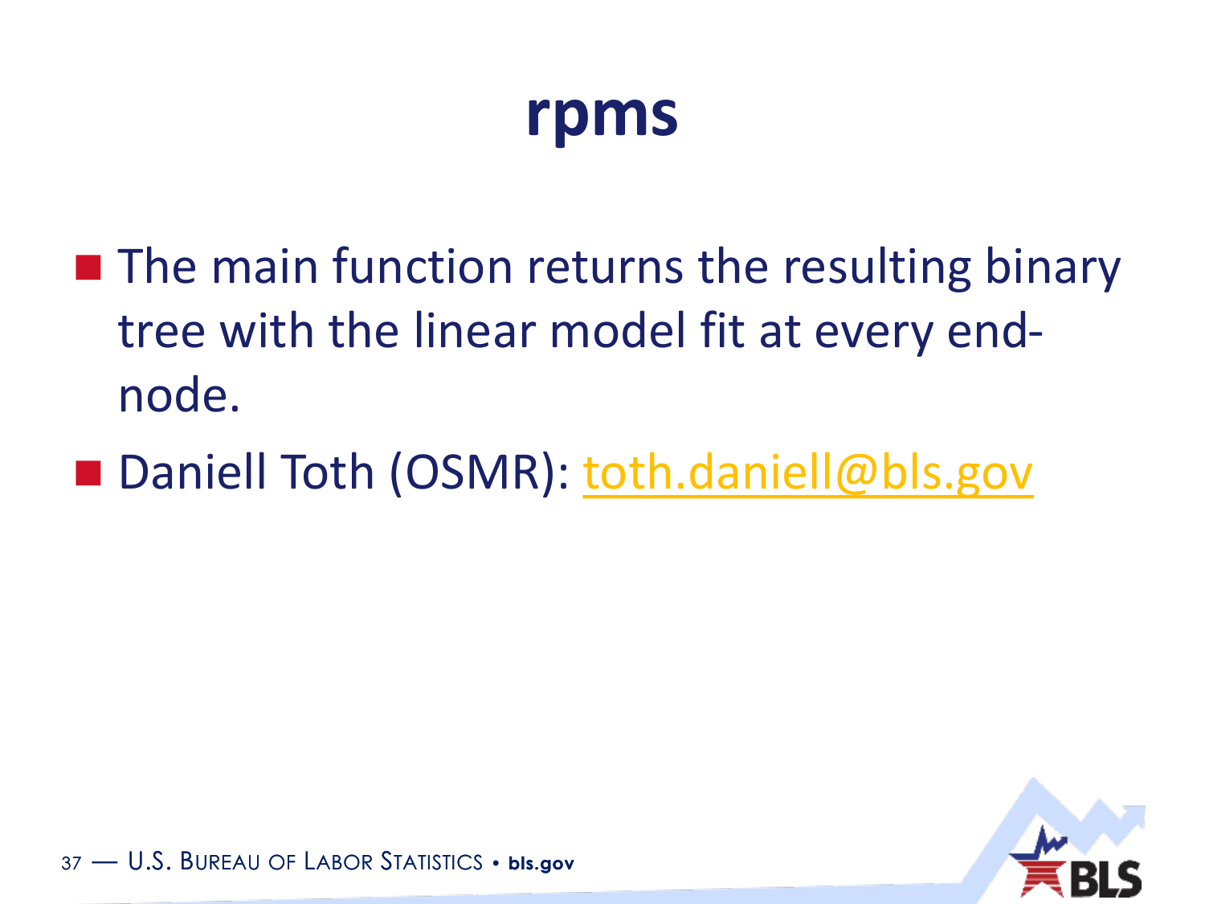# rpms

- The main function returns the resulting binary tree with the linear model fit at every end-node.
- Daniell Toth (OSMR): [toth.daniell@bls.gov](mailto:toth.daniell@bls.gov)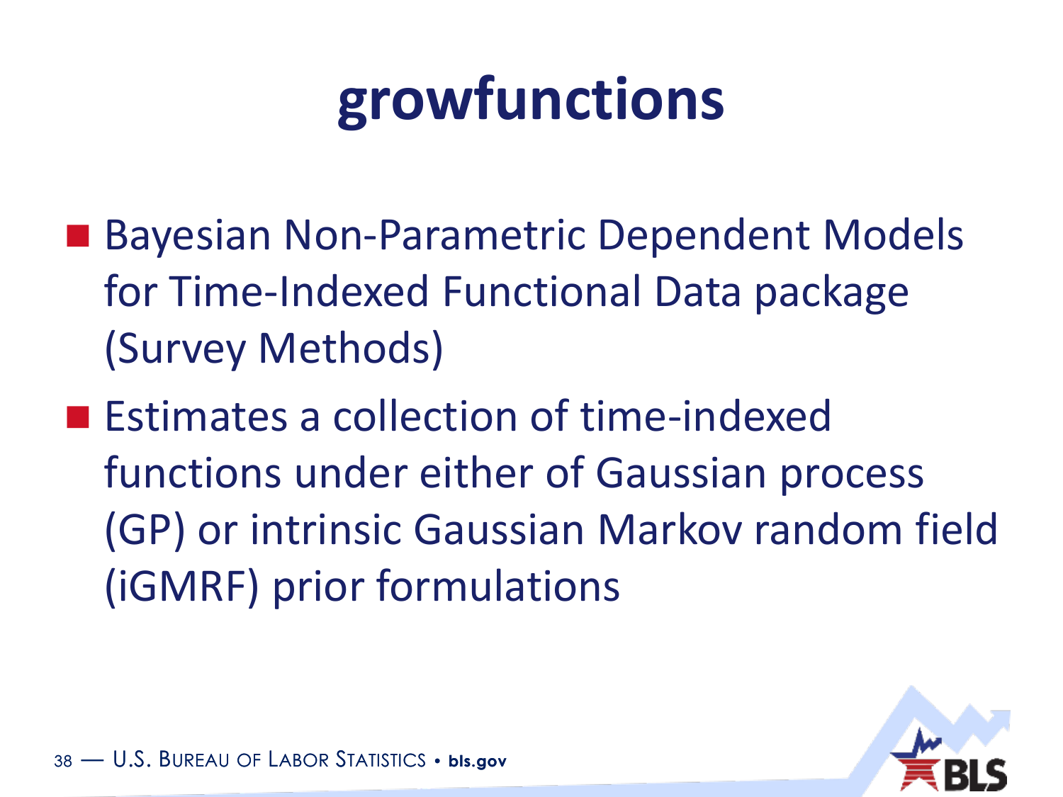# growfunctions

- Bayesian Non-Parametric Dependent Models for Time-Indexed Functional Data package (Survey Methods)
- Estimates a collection of time-indexed functions under either of Gaussian process (GP) or intrinsic Gaussian Markov random field (iGMRF) prior formulations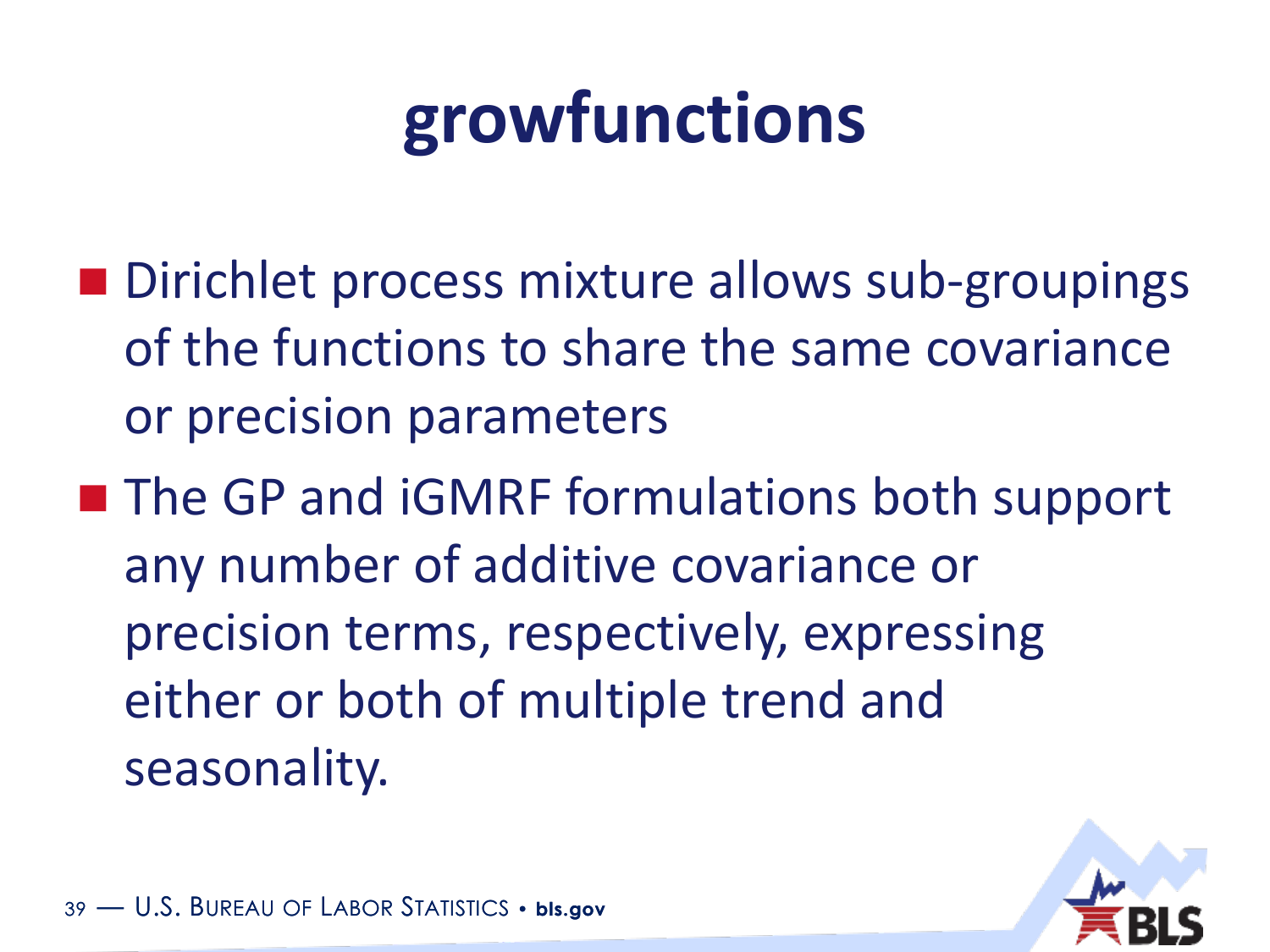# growfunctions

- Dirichlet process mixture allows sub-groupings of the functions to share the same covariance or precision parameters
- The GP and iGMRF formulations both support any number of additive covariance or precision terms, respectively, expressing either or both of multiple trend and seasonality.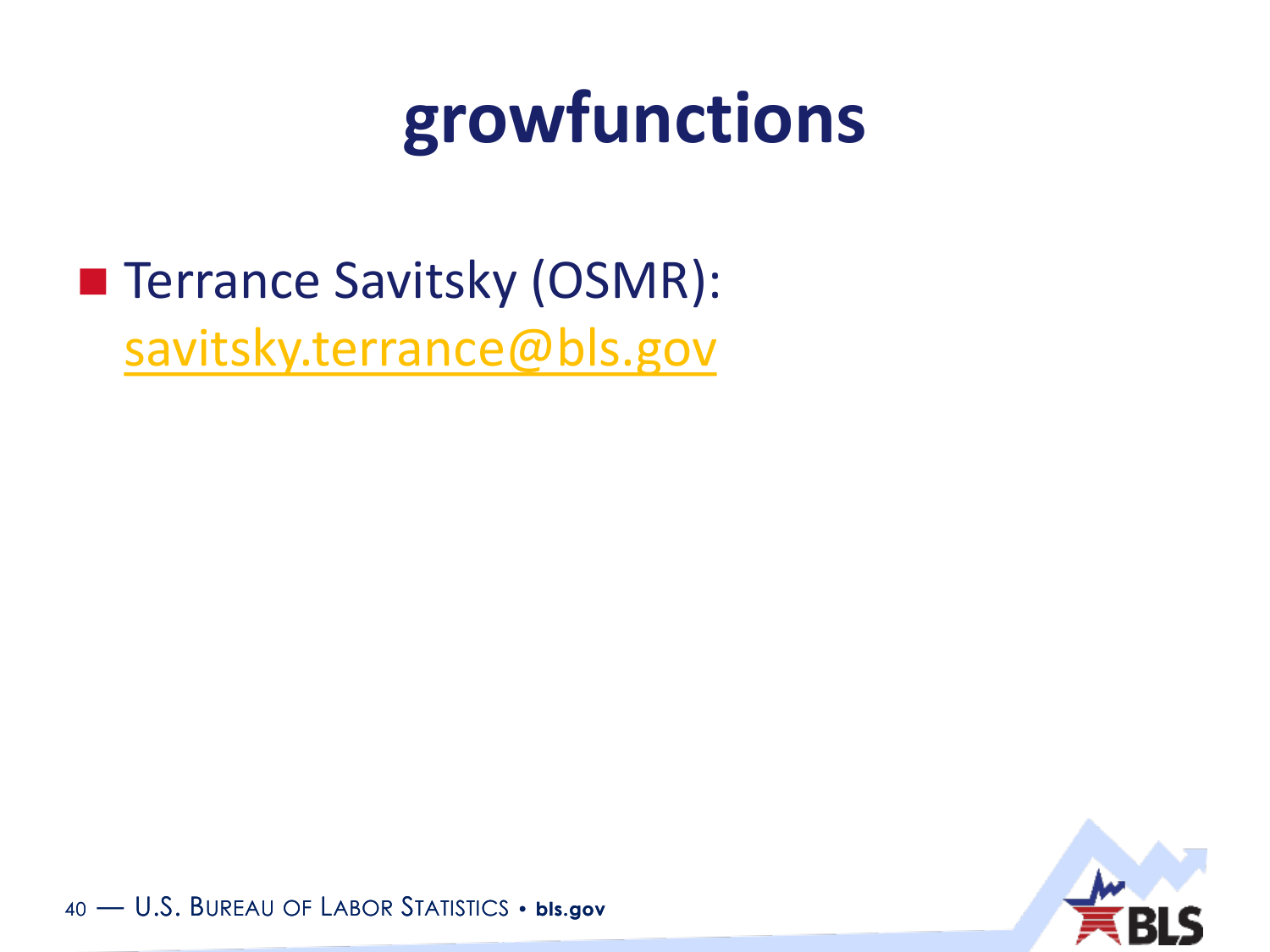# growfunctions

- Terrance Savitsky (OSMR): savitsky.terrance@bls.gov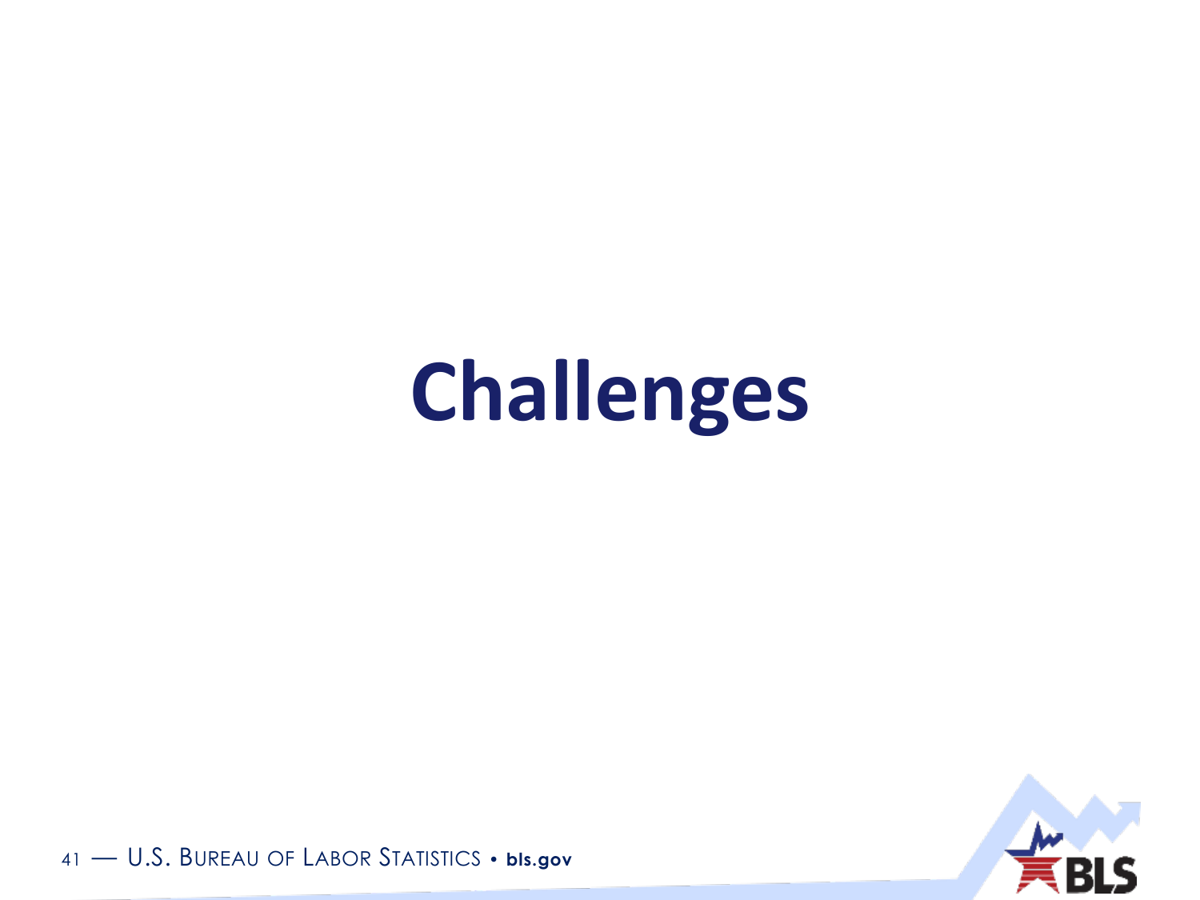# Challenges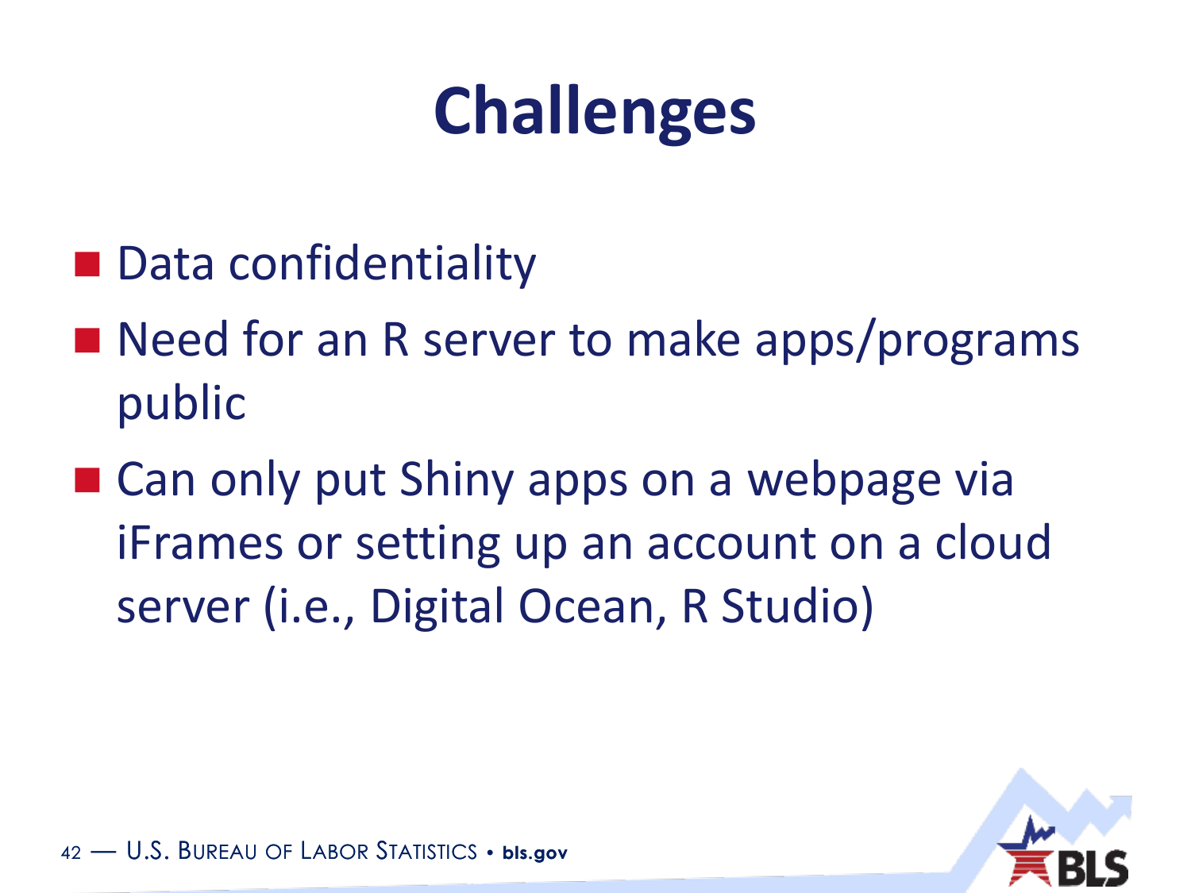# Challenges

- Data confidentiality
- Need for an R server to make apps/programs public
- Can only put Shiny apps on a webpage via iFrames or setting up an account on a cloud server (i.e., Digital Ocean, R Studio)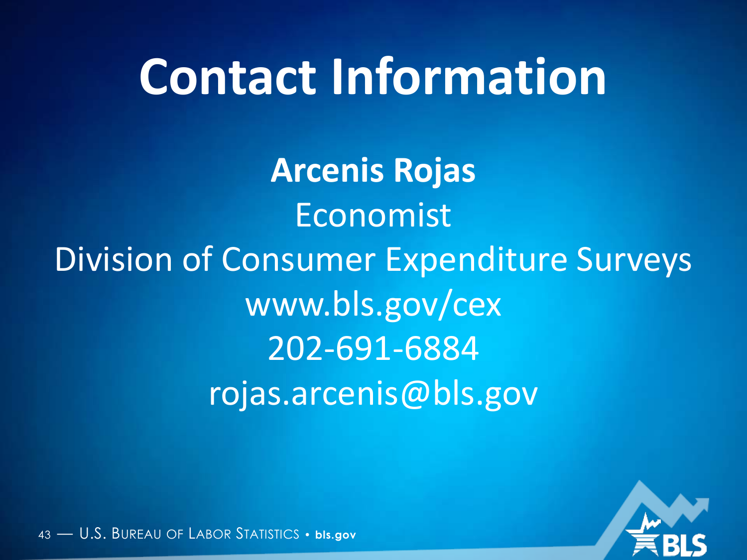# Contact Information

**Arcenis Rojas**

Economist

Division of Consumer Expenditure Surveys

www.bls.gov/cex

202-691-6884

rojas.arcenis@bls.gov